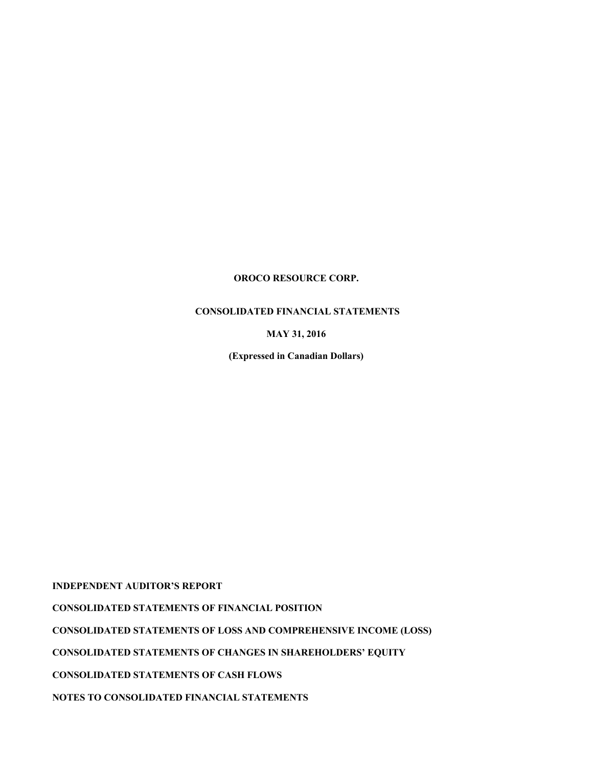# OROCO RESOURCE CORP.

## CONSOLIDATED FINANCIAL STATEMENTS

### MAY 31, 2016

**(Expressed in Canadian Dollars)**

**INDEPENDENT AUDITOR'S REPORT**

**CONSOLIDATED STATEMENTS OF FINANCIAL POSITION**

**CONSOLIDATED STATEMENTS OF LOSS AND COMPREHENSIVE INCOME (LOSS)**

**CONSOLIDATED STATEMENTS OF CHANGES IN SHAREHOLDERS' EQUITY**

**CONSOLIDATED STATEMENTS OF CASH FLOWS**

**NOTES TO CONSOLIDATED FINANCIAL STATEMENTS**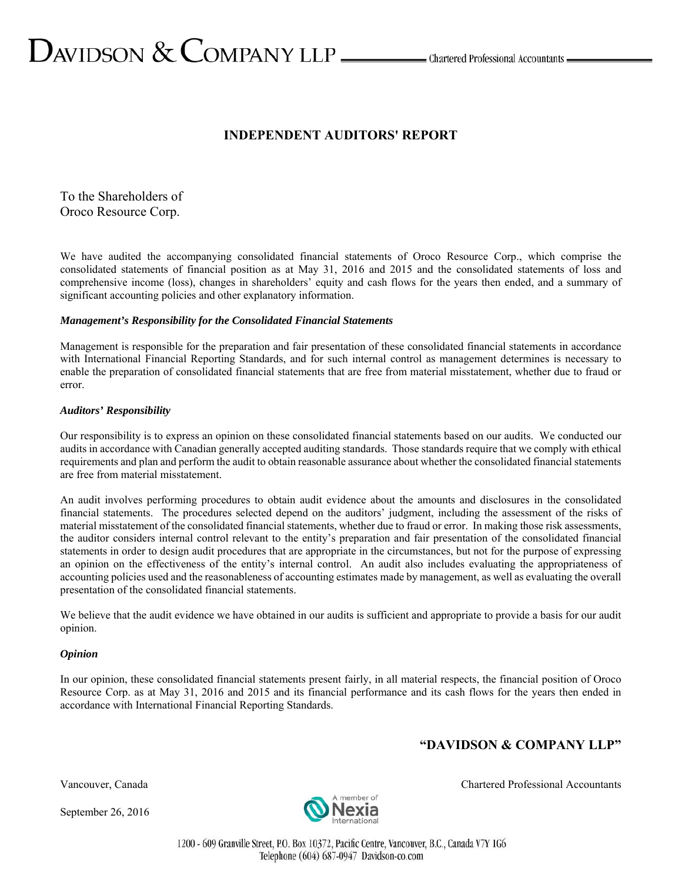DAVIDSON & COMPANY LLP — Chartered Professional Accountants

# INDEPENDENT AUDITORS' REPORT

To the Shareholders of
Oroco Resource Corp.

We have audited the accompanying consolidated financial statements of Oroco Resource Corp., which comprise the consolidated statements of financial position as at May 31, 2016 and 2015 and the consolidated statements of loss and comprehensive income (loss), changes in shareholders' equity and cash flows for the years then ended, and a summary of significant accounting policies and other explanatory information.

***Management's Responsibility for the Consolidated Financial Statements***

Management is responsible for the preparation and fair presentation of these consolidated financial statements in accordance with International Financial Reporting Standards, and for such internal control as management determines is necessary to enable the preparation of consolidated financial statements that are free from material misstatement, whether due to fraud or error.

***Auditors' Responsibility***

Our responsibility is to express an opinion on these consolidated financial statements based on our audits. We conducted our audits in accordance with Canadian generally accepted auditing standards. Those standards require that we comply with ethical requirements and plan and perform the audit to obtain reasonable assurance about whether the consolidated financial statements are free from material misstatement.

An audit involves performing procedures to obtain audit evidence about the amounts and disclosures in the consolidated financial statements. The procedures selected depend on the auditors' judgment, including the assessment of the risks of material misstatement of the consolidated financial statements, whether due to fraud or error. In making those risk assessments, the auditor considers internal control relevant to the entity's preparation and fair presentation of the consolidated financial statements in order to design audit procedures that are appropriate in the circumstances, but not for the purpose of expressing an opinion on the effectiveness of the entity's internal control. An audit also includes evaluating the appropriateness of accounting policies used and the reasonableness of accounting estimates made by management, as well as evaluating the overall presentation of the consolidated financial statements.

We believe that the audit evidence we have obtained in our audits is sufficient and appropriate to provide a basis for our audit opinion.

***Opinion***

In our opinion, these consolidated financial statements present fairly, in all material respects, the financial position of Oroco Resource Corp. as at May 31, 2016 and 2015 and its financial performance and its cash flows for the years then ended in accordance with International Financial Reporting Standards.

**"DAVIDSON & COMPANY LLP"**

Vancouver, Canada

Chartered Professional Accountants

September 26, 2016

A member of Nexia International

1200 - 609 Granville Street, P.O. Box 10372, Pacific Centre, Vancouver, B.C., Canada V7Y 1G6
Telephone (604) 687-0947 Davidson-co.com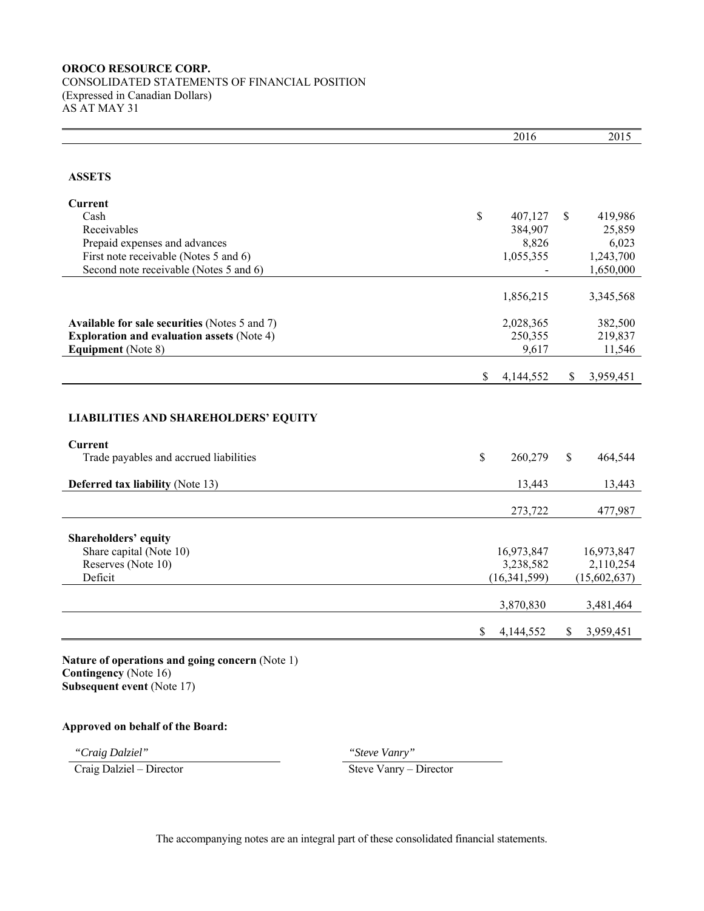**OROCO RESOURCE CORP.**
CONSOLIDATED STATEMENTS OF FINANCIAL POSITION
(Expressed in Canadian Dollars)
AS AT MAY 31

| | 2016 | 2015 |
|---|---|---|
| **ASSETS** | | |
| **Current** | | |
| Cash | $ 407,127 | $ 419,986 |
| Receivables | 384,907 | 25,859 |
| Prepaid expenses and advances | 8,826 | 6,023 |
| First note receivable (Notes 5 and 6) | 1,055,355 | 1,243,700 |
| Second note receivable (Notes 5 and 6) | - | 1,650,000 |
| | 1,856,215 | 3,345,568 |
| **Available for sale securities** (Notes 5 and 7) | 2,028,365 | 382,500 |
| **Exploration and evaluation assets** (Note 4) | 250,355 | 219,837 |
| **Equipment** (Note 8) | 9,617 | 11,546 |
| | $ 4,144,552 | $ 3,959,451 |
| **LIABILITIES AND SHAREHOLDERS' EQUITY** | | |
| **Current** | | |
| Trade payables and accrued liabilities | $ 260,279 | $ 464,544 |
| **Deferred tax liability** (Note 13) | 13,443 | 13,443 |
| | 273,722 | 477,987 |
| **Shareholders' equity** | | |
| Share capital (Note 10) | 16,973,847 | 16,973,847 |
| Reserves (Note 10) | 3,238,582 | 2,110,254 |
| Deficit | (16,341,599) | (15,602,637) |
| | 3,870,830 | 3,481,464 |
| | $ 4,144,552 | $ 3,959,451 |

**Nature of operations and going concern** (Note 1)
**Contingency** (Note 16)
**Subsequent event** (Note 17)

**Approved on behalf of the Board:**

*"Craig Dalziel"*
Craig Dalziel – Director

*"Steve Vanry"*
Steve Vanry – Director

The accompanying notes are an integral part of these consolidated financial statements.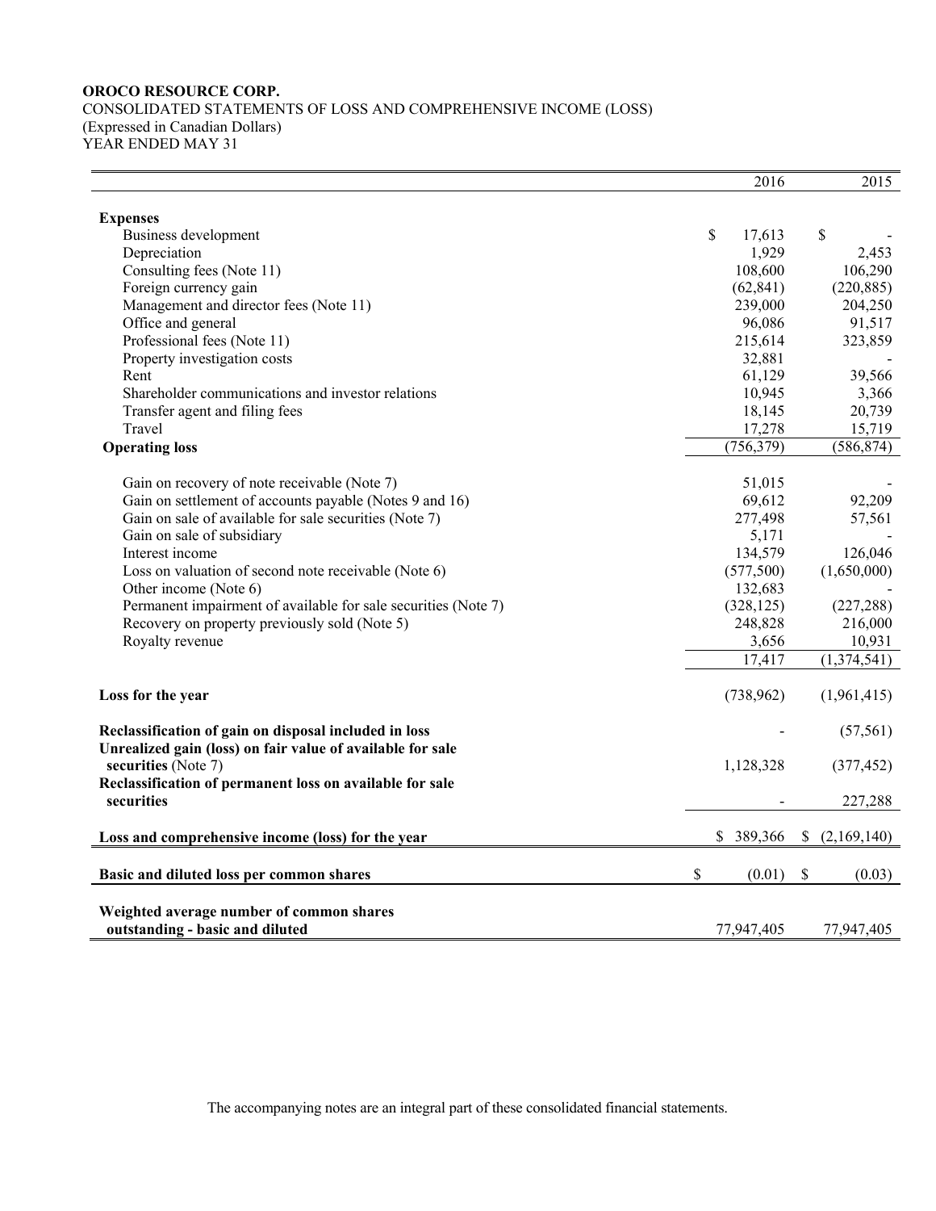**OROCO RESOURCE CORP.**
CONSOLIDATED STATEMENTS OF LOSS AND COMPREHENSIVE INCOME (LOSS)
(Expressed in Canadian Dollars)
YEAR ENDED MAY 31

| | 2016 | 2015 |
|---|---|---|
| **Expenses** | | |
| Business development | $ 17,613 | $ - |
| Depreciation | 1,929 | 2,453 |
| Consulting fees (Note 11) | 108,600 | 106,290 |
| Foreign currency gain | (62,841) | (220,885) |
| Management and director fees (Note 11) | 239,000 | 204,250 |
| Office and general | 96,086 | 91,517 |
| Professional fees (Note 11) | 215,614 | 323,859 |
| Property investigation costs | 32,881 | - |
| Rent | 61,129 | 39,566 |
| Shareholder communications and investor relations | 10,945 | 3,366 |
| Transfer agent and filing fees | 18,145 | 20,739 |
| Travel | 17,278 | 15,719 |
| **Operating loss** | (756,379) | (586,874) |
| | | |
| Gain on recovery of note receivable (Note 7) | 51,015 | - |
| Gain on settlement of accounts payable (Notes 9 and 16) | 69,612 | 92,209 |
| Gain on sale of available for sale securities (Note 7) | 277,498 | 57,561 |
| Gain on sale of subsidiary | 5,171 | - |
| Interest income | 134,579 | 126,046 |
| Loss on valuation of second note receivable (Note 6) | (577,500) | (1,650,000) |
| Other income (Note 6) | 132,683 | - |
| Permanent impairment of available for sale securities (Note 7) | (328,125) | (227,288) |
| Recovery on property previously sold (Note 5) | 248,828 | 216,000 |
| Royalty revenue | 3,656 | 10,931 |
| | 17,417 | (1,374,541) |
| | | |
| **Loss for the year** | (738,962) | (1,961,415) |
| | | |
| **Reclassification of gain on disposal included in loss** | - | (57,561) |
| **Unrealized gain (loss) on fair value of available for sale securities** (Note 7) | 1,128,328 | (377,452) |
| **Reclassification of permanent loss on available for sale securities** | - | 227,288 |
| | | |
| **Loss and comprehensive income (loss) for the year** | $ 389,366 | $ (2,169,140) |
| | | |
| **Basic and diluted loss per common shares** | $ (0.01) | $ (0.03) |
| | | |
| **Weighted average number of common shares outstanding - basic and diluted** | 77,947,405 | 77,947,405 |

The accompanying notes are an integral part of these consolidated financial statements.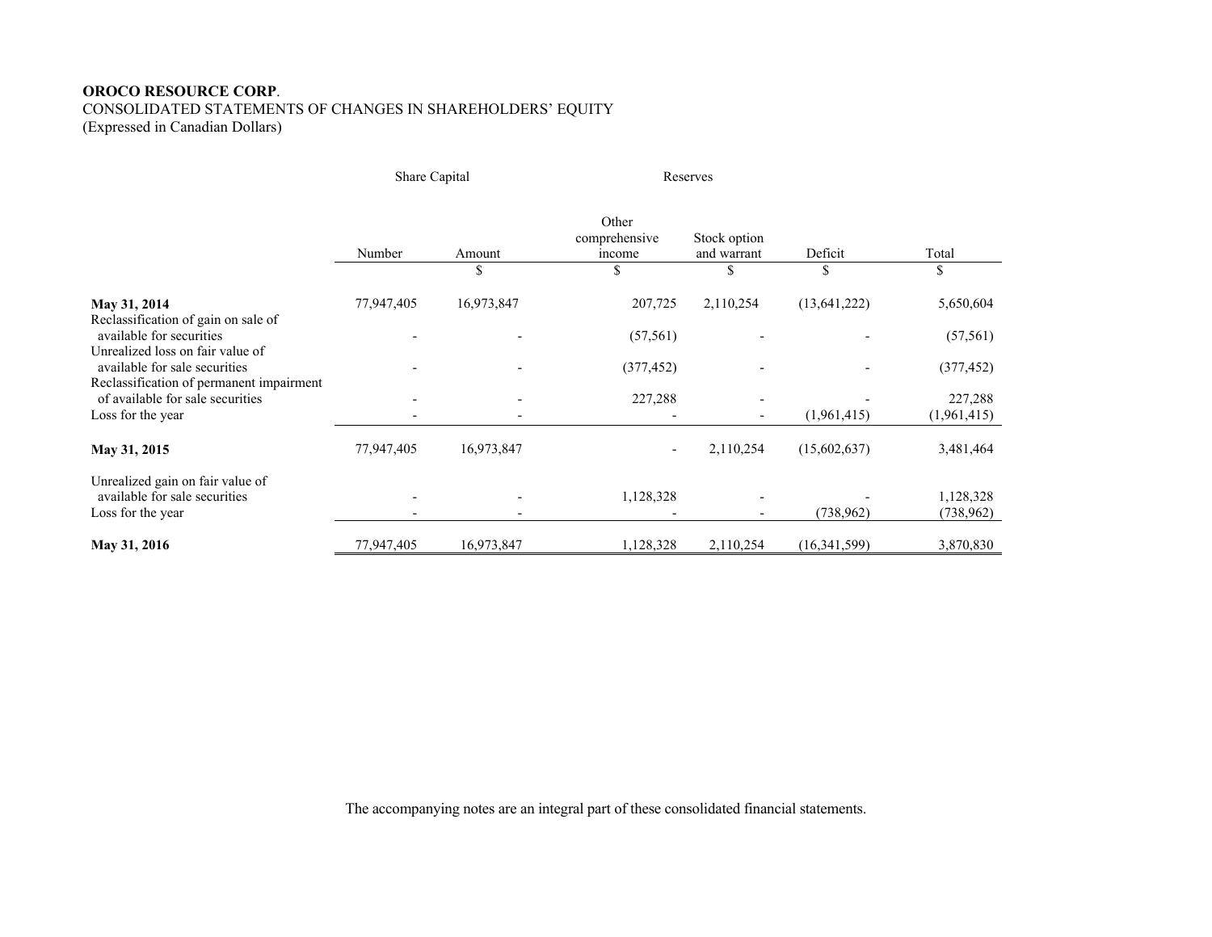**OROCO RESOURCE CORP**.
CONSOLIDATED STATEMENTS OF CHANGES IN SHAREHOLDERS' EQUITY
(Expressed in Canadian Dollars)

| | Share Capital | | Reserves | | | |
|---|---|---|---|---|---|---|
| | Number | Amount | Other comprehensive income | Stock option and warrant | Deficit | Total |
| | | $ | $ | $ | $ | $ |
| **May 31, 2014** | 77,947,405 | 16,973,847 | 207,725 | 2,110,254 | (13,641,222) | 5,650,604 |
| Reclassification of gain on sale of available for securities | - | - | (57,561) | - | - | (57,561) |
| Unrealized loss on fair value of available for sale securities | - | - | (377,452) | - | - | (377,452) |
| Reclassification of permanent impairment of available for sale securities | - | - | 227,288 | - | - | 227,288 |
| Loss for the year | - | - | - | - | (1,961,415) | (1,961,415) |
| **May 31, 2015** | 77,947,405 | 16,973,847 | - | 2,110,254 | (15,602,637) | 3,481,464 |
| Unrealized gain on fair value of available for sale securities | - | - | 1,128,328 | - | - | 1,128,328 |
| Loss for the year | - | - | - | - | (738,962) | (738,962) |
| **May 31, 2016** | 77,947,405 | 16,973,847 | 1,128,328 | 2,110,254 | (16,341,599) | 3,870,830 |

The accompanying notes are an integral part of these consolidated financial statements.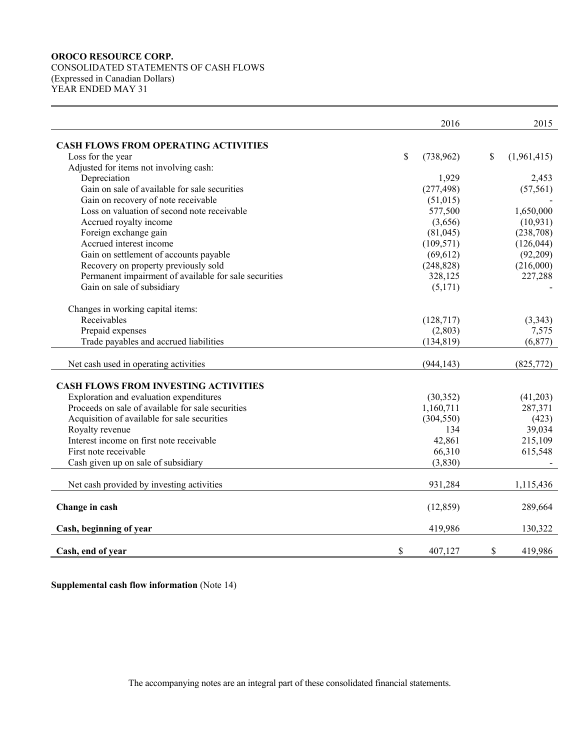**OROCO RESOURCE CORP.**
CONSOLIDATED STATEMENTS OF CASH FLOWS
(Expressed in Canadian Dollars)
YEAR ENDED MAY 31

| | 2016 | 2015 |
|---|---|---|
| **CASH FLOWS FROM OPERATING ACTIVITIES** | | |
| Loss for the year | $ (738,962) | $ (1,961,415) |
| Adjusted for items not involving cash: | | |
| Depreciation | 1,929 | 2,453 |
| Gain on sale of available for sale securities | (277,498) | (57,561) |
| Gain on recovery of note receivable | (51,015) | - |
| Loss on valuation of second note receivable | 577,500 | 1,650,000 |
| Accrued royalty income | (3,656) | (10,931) |
| Foreign exchange gain | (81,045) | (238,708) |
| Accrued interest income | (109,571) | (126,044) |
| Gain on settlement of accounts payable | (69,612) | (92,209) |
| Recovery on property previously sold | (248,828) | (216,000) |
| Permanent impairment of available for sale securities | 328,125 | 227,288 |
| Gain on sale of subsidiary | (5,171) | - |
| Changes in working capital items: | | |
| Receivables | (128,717) | (3,343) |
| Prepaid expenses | (2,803) | 7,575 |
| Trade payables and accrued liabilities | (134,819) | (6,877) |
| Net cash used in operating activities | (944,143) | (825,772) |
| **CASH FLOWS FROM INVESTING ACTIVITIES** | | |
| Exploration and evaluation expenditures | (30,352) | (41,203) |
| Proceeds on sale of available for sale securities | 1,160,711 | 287,371 |
| Acquisition of available for sale securities | (304,550) | (423) |
| Royalty revenue | 134 | 39,034 |
| Interest income on first note receivable | 42,861 | 215,109 |
| First note receivable | 66,310 | 615,548 |
| Cash given up on sale of subsidiary | (3,830) | - |
| Net cash provided by investing activities | 931,284 | 1,115,436 |
| **Change in cash** | (12,859) | 289,664 |
| **Cash, beginning of year** | 419,986 | 130,322 |
| **Cash, end of year** | $ 407,127 | $ 419,986 |

**Supplemental cash flow information** (Note 14)

The accompanying notes are an integral part of these consolidated financial statements.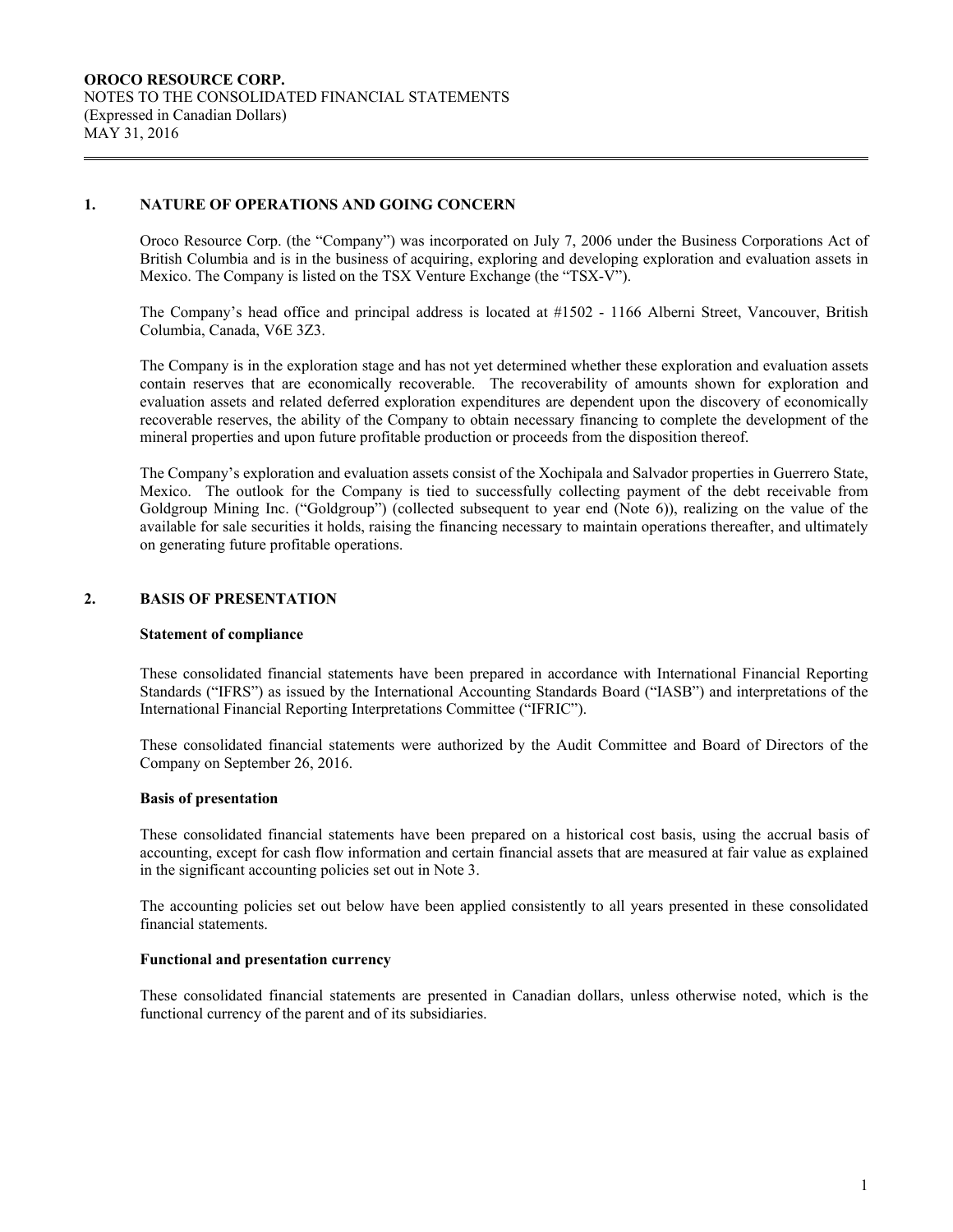## 1. NATURE OF OPERATIONS AND GOING CONCERN

Oroco Resource Corp. (the "Company") was incorporated on July 7, 2006 under the Business Corporations Act of British Columbia and is in the business of acquiring, exploring and developing exploration and evaluation assets in Mexico. The Company is listed on the TSX Venture Exchange (the "TSX-V").

The Company's head office and principal address is located at #1502 - 1166 Alberni Street, Vancouver, British Columbia, Canada, V6E 3Z3.

The Company is in the exploration stage and has not yet determined whether these exploration and evaluation assets contain reserves that are economically recoverable. The recoverability of amounts shown for exploration and evaluation assets and related deferred exploration expenditures are dependent upon the discovery of economically recoverable reserves, the ability of the Company to obtain necessary financing to complete the development of the mineral properties and upon future profitable production or proceeds from the disposition thereof.

The Company's exploration and evaluation assets consist of the Xochipala and Salvador properties in Guerrero State, Mexico. The outlook for the Company is tied to successfully collecting payment of the debt receivable from Goldgroup Mining Inc. ("Goldgroup") (collected subsequent to year end (Note 6)), realizing on the value of the available for sale securities it holds, raising the financing necessary to maintain operations thereafter, and ultimately on generating future profitable operations.

## 2. BASIS OF PRESENTATION

**Statement of compliance**

These consolidated financial statements have been prepared in accordance with International Financial Reporting Standards ("IFRS") as issued by the International Accounting Standards Board ("IASB") and interpretations of the International Financial Reporting Interpretations Committee ("IFRIC").

These consolidated financial statements were authorized by the Audit Committee and Board of Directors of the Company on September 26, 2016.

**Basis of presentation**

These consolidated financial statements have been prepared on a historical cost basis, using the accrual basis of accounting, except for cash flow information and certain financial assets that are measured at fair value as explained in the significant accounting policies set out in Note 3.

The accounting policies set out below have been applied consistently to all years presented in these consolidated financial statements.

**Functional and presentation currency**

These consolidated financial statements are presented in Canadian dollars, unless otherwise noted, which is the functional currency of the parent and of its subsidiaries.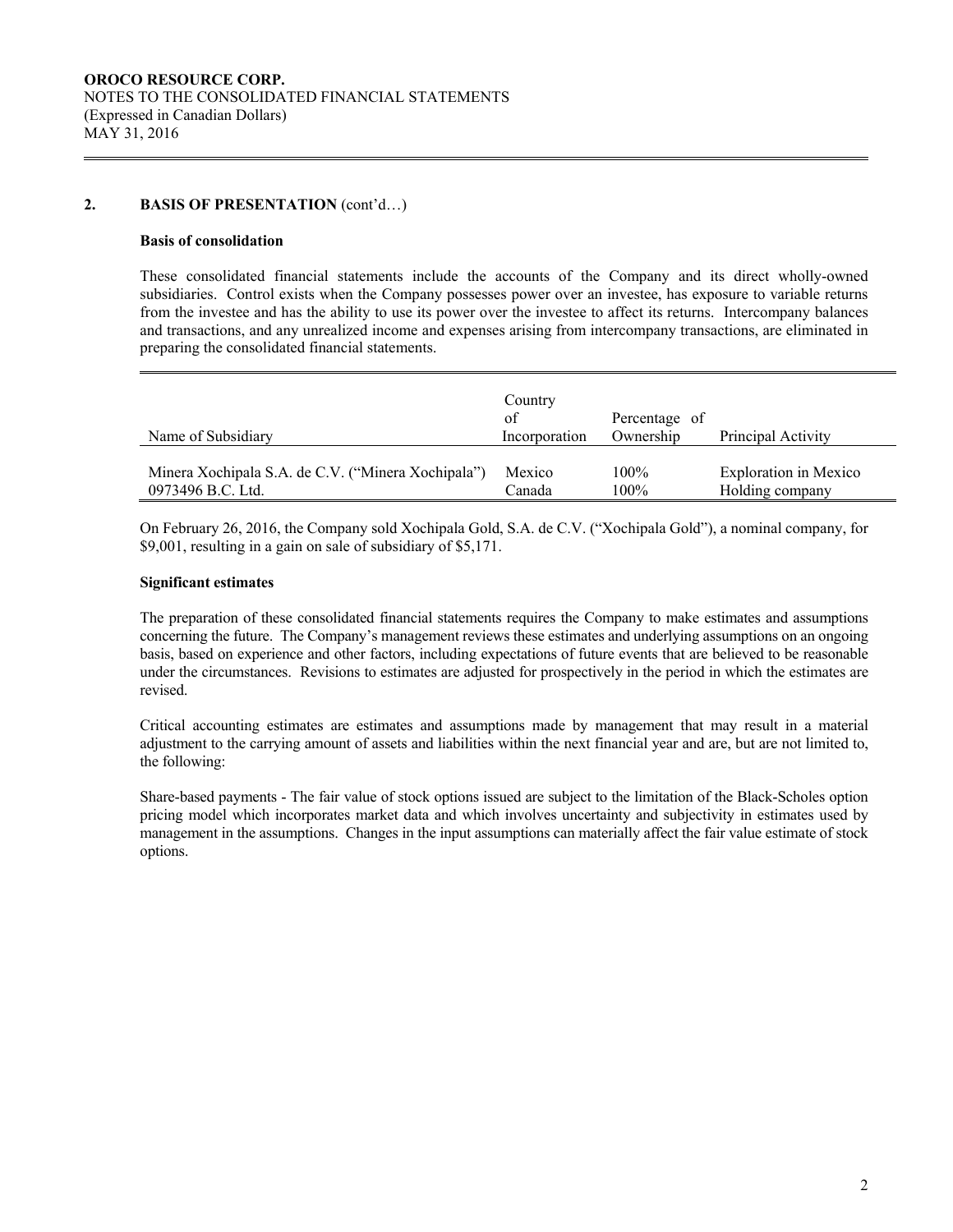## 2. BASIS OF PRESENTATION (cont'd…)

### Basis of consolidation

These consolidated financial statements include the accounts of the Company and its direct wholly-owned subsidiaries. Control exists when the Company possesses power over an investee, has exposure to variable returns from the investee and has the ability to use its power over the investee to affect its returns. Intercompany balances and transactions, and any unrealized income and expenses arising from intercompany transactions, are eliminated in preparing the consolidated financial statements.

| Name of Subsidiary | Country of Incorporation | Percentage of Ownership | Principal Activity |
|---|---|---|---|
| Minera Xochipala S.A. de C.V. ("Minera Xochipala") | Mexico | 100% | Exploration in Mexico |
| 0973496 B.C. Ltd. | Canada | 100% | Holding company |

On February 26, 2016, the Company sold Xochipala Gold, S.A. de C.V. ("Xochipala Gold"), a nominal company, for $9,001, resulting in a gain on sale of subsidiary of $5,171.

### Significant estimates

The preparation of these consolidated financial statements requires the Company to make estimates and assumptions concerning the future. The Company's management reviews these estimates and underlying assumptions on an ongoing basis, based on experience and other factors, including expectations of future events that are believed to be reasonable under the circumstances. Revisions to estimates are adjusted for prospectively in the period in which the estimates are revised.

Critical accounting estimates are estimates and assumptions made by management that may result in a material adjustment to the carrying amount of assets and liabilities within the next financial year and are, but are not limited to, the following:

Share-based payments - The fair value of stock options issued are subject to the limitation of the Black-Scholes option pricing model which incorporates market data and which involves uncertainty and subjectivity in estimates used by management in the assumptions. Changes in the input assumptions can materially affect the fair value estimate of stock options.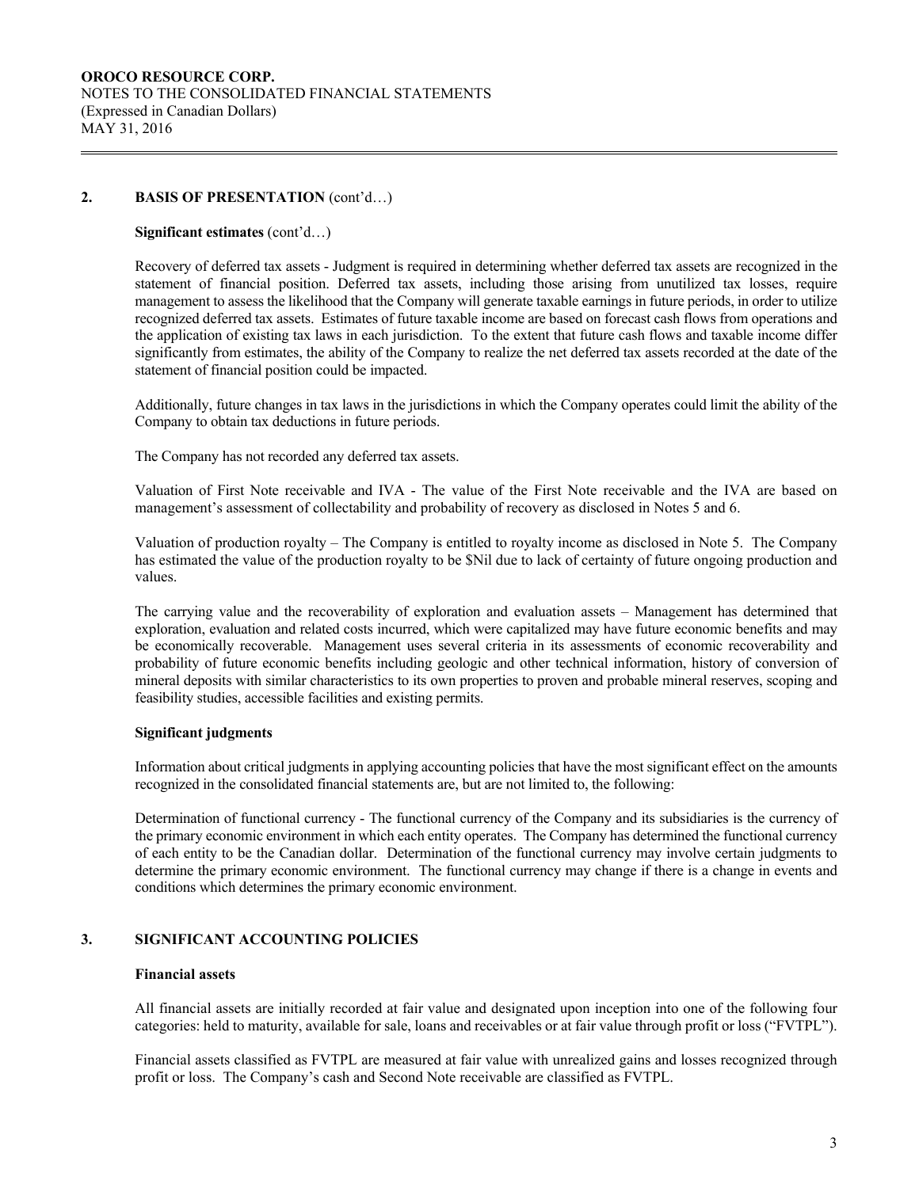## 2. BASIS OF PRESENTATION (cont'd…)

**Significant estimates** (cont'd…)

Recovery of deferred tax assets - Judgment is required in determining whether deferred tax assets are recognized in the statement of financial position. Deferred tax assets, including those arising from unutilized tax losses, require management to assess the likelihood that the Company will generate taxable earnings in future periods, in order to utilize recognized deferred tax assets. Estimates of future taxable income are based on forecast cash flows from operations and the application of existing tax laws in each jurisdiction. To the extent that future cash flows and taxable income differ significantly from estimates, the ability of the Company to realize the net deferred tax assets recorded at the date of the statement of financial position could be impacted.

Additionally, future changes in tax laws in the jurisdictions in which the Company operates could limit the ability of the Company to obtain tax deductions in future periods.

The Company has not recorded any deferred tax assets.

Valuation of First Note receivable and IVA - The value of the First Note receivable and the IVA are based on management's assessment of collectability and probability of recovery as disclosed in Notes 5 and 6.

Valuation of production royalty – The Company is entitled to royalty income as disclosed in Note 5. The Company has estimated the value of the production royalty to be $Nil due to lack of certainty of future ongoing production and values.

The carrying value and the recoverability of exploration and evaluation assets – Management has determined that exploration, evaluation and related costs incurred, which were capitalized may have future economic benefits and may be economically recoverable. Management uses several criteria in its assessments of economic recoverability and probability of future economic benefits including geologic and other technical information, history of conversion of mineral deposits with similar characteristics to its own properties to proven and probable mineral reserves, scoping and feasibility studies, accessible facilities and existing permits.

**Significant judgments**

Information about critical judgments in applying accounting policies that have the most significant effect on the amounts recognized in the consolidated financial statements are, but are not limited to, the following:

Determination of functional currency - The functional currency of the Company and its subsidiaries is the currency of the primary economic environment in which each entity operates. The Company has determined the functional currency of each entity to be the Canadian dollar. Determination of the functional currency may involve certain judgments to determine the primary economic environment. The functional currency may change if there is a change in events and conditions which determines the primary economic environment.

## 3. SIGNIFICANT ACCOUNTING POLICIES

**Financial assets**

All financial assets are initially recorded at fair value and designated upon inception into one of the following four categories: held to maturity, available for sale, loans and receivables or at fair value through profit or loss ("FVTPL").

Financial assets classified as FVTPL are measured at fair value with unrealized gains and losses recognized through profit or loss. The Company's cash and Second Note receivable are classified as FVTPL.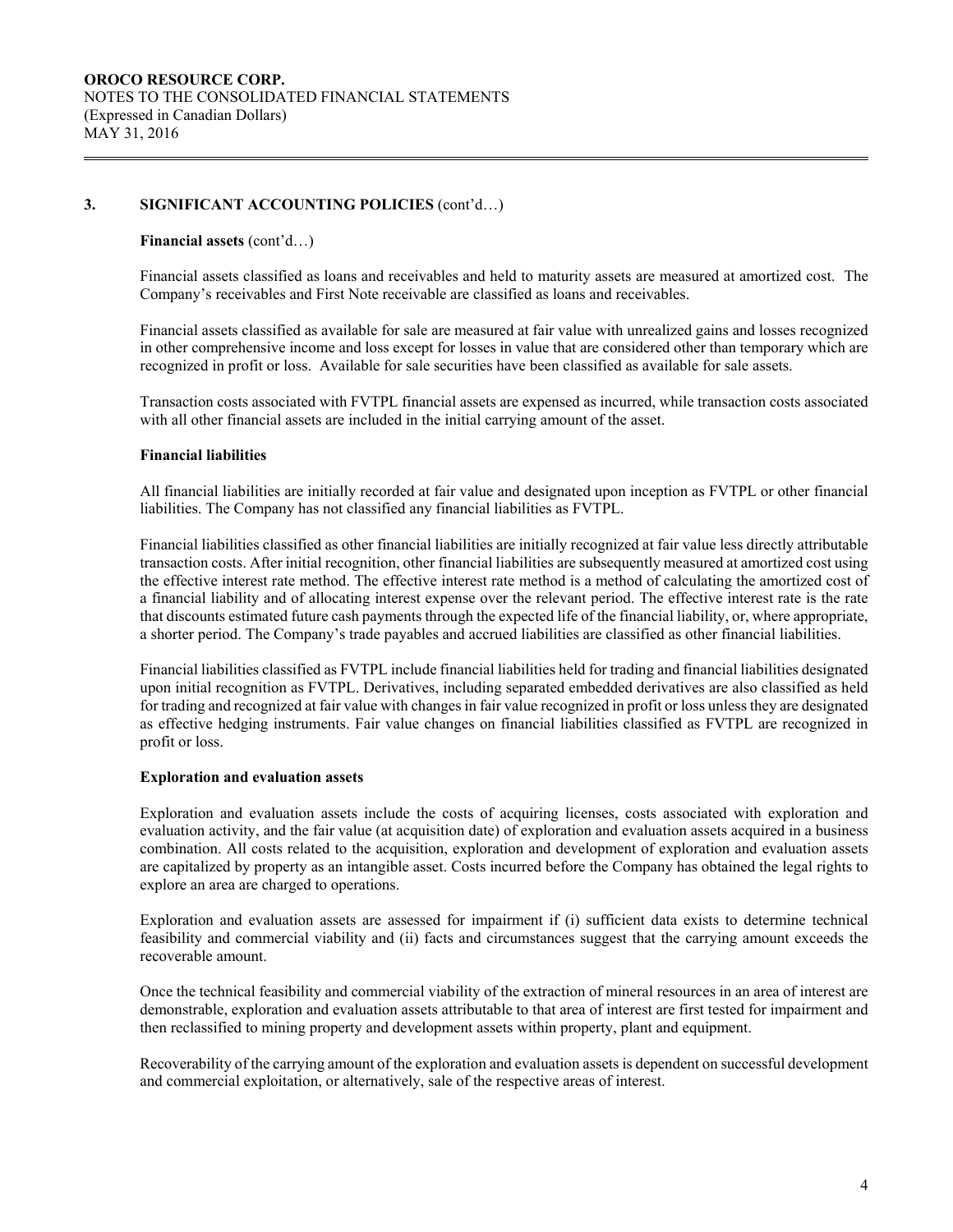## 3. SIGNIFICANT ACCOUNTING POLICIES (cont'd…)

**Financial assets** (cont'd…)

Financial assets classified as loans and receivables and held to maturity assets are measured at amortized cost. The Company's receivables and First Note receivable are classified as loans and receivables.

Financial assets classified as available for sale are measured at fair value with unrealized gains and losses recognized in other comprehensive income and loss except for losses in value that are considered other than temporary which are recognized in profit or loss. Available for sale securities have been classified as available for sale assets.

Transaction costs associated with FVTPL financial assets are expensed as incurred, while transaction costs associated with all other financial assets are included in the initial carrying amount of the asset.

**Financial liabilities**

All financial liabilities are initially recorded at fair value and designated upon inception as FVTPL or other financial liabilities. The Company has not classified any financial liabilities as FVTPL.

Financial liabilities classified as other financial liabilities are initially recognized at fair value less directly attributable transaction costs. After initial recognition, other financial liabilities are subsequently measured at amortized cost using the effective interest rate method. The effective interest rate method is a method of calculating the amortized cost of a financial liability and of allocating interest expense over the relevant period. The effective interest rate is the rate that discounts estimated future cash payments through the expected life of the financial liability, or, where appropriate, a shorter period. The Company's trade payables and accrued liabilities are classified as other financial liabilities.

Financial liabilities classified as FVTPL include financial liabilities held for trading and financial liabilities designated upon initial recognition as FVTPL. Derivatives, including separated embedded derivatives are also classified as held for trading and recognized at fair value with changes in fair value recognized in profit or loss unless they are designated as effective hedging instruments. Fair value changes on financial liabilities classified as FVTPL are recognized in profit or loss.

**Exploration and evaluation assets**

Exploration and evaluation assets include the costs of acquiring licenses, costs associated with exploration and evaluation activity, and the fair value (at acquisition date) of exploration and evaluation assets acquired in a business combination. All costs related to the acquisition, exploration and development of exploration and evaluation assets are capitalized by property as an intangible asset. Costs incurred before the Company has obtained the legal rights to explore an area are charged to operations.

Exploration and evaluation assets are assessed for impairment if (i) sufficient data exists to determine technical feasibility and commercial viability and (ii) facts and circumstances suggest that the carrying amount exceeds the recoverable amount.

Once the technical feasibility and commercial viability of the extraction of mineral resources in an area of interest are demonstrable, exploration and evaluation assets attributable to that area of interest are first tested for impairment and then reclassified to mining property and development assets within property, plant and equipment.

Recoverability of the carrying amount of the exploration and evaluation assets is dependent on successful development and commercial exploitation, or alternatively, sale of the respective areas of interest.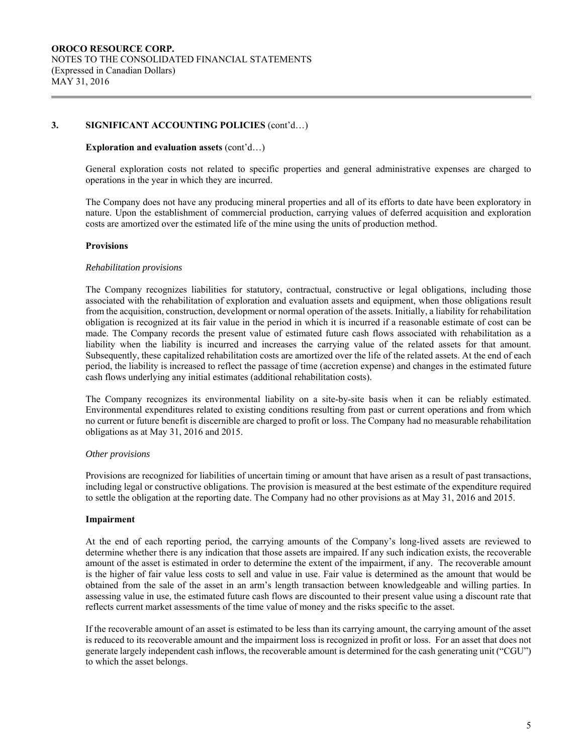## 3. SIGNIFICANT ACCOUNTING POLICIES (cont'd…)

**Exploration and evaluation assets** (cont'd…)

General exploration costs not related to specific properties and general administrative expenses are charged to operations in the year in which they are incurred.

The Company does not have any producing mineral properties and all of its efforts to date have been exploratory in nature. Upon the establishment of commercial production, carrying values of deferred acquisition and exploration costs are amortized over the estimated life of the mine using the units of production method.

**Provisions**

*Rehabilitation provisions*

The Company recognizes liabilities for statutory, contractual, constructive or legal obligations, including those associated with the rehabilitation of exploration and evaluation assets and equipment, when those obligations result from the acquisition, construction, development or normal operation of the assets. Initially, a liability for rehabilitation obligation is recognized at its fair value in the period in which it is incurred if a reasonable estimate of cost can be made. The Company records the present value of estimated future cash flows associated with rehabilitation as a liability when the liability is incurred and increases the carrying value of the related assets for that amount. Subsequently, these capitalized rehabilitation costs are amortized over the life of the related assets. At the end of each period, the liability is increased to reflect the passage of time (accretion expense) and changes in the estimated future cash flows underlying any initial estimates (additional rehabilitation costs).

The Company recognizes its environmental liability on a site-by-site basis when it can be reliably estimated. Environmental expenditures related to existing conditions resulting from past or current operations and from which no current or future benefit is discernible are charged to profit or loss. The Company had no measurable rehabilitation obligations as at May 31, 2016 and 2015.

*Other provisions*

Provisions are recognized for liabilities of uncertain timing or amount that have arisen as a result of past transactions, including legal or constructive obligations. The provision is measured at the best estimate of the expenditure required to settle the obligation at the reporting date. The Company had no other provisions as at May 31, 2016 and 2015.

**Impairment**

At the end of each reporting period, the carrying amounts of the Company's long-lived assets are reviewed to determine whether there is any indication that those assets are impaired. If any such indication exists, the recoverable amount of the asset is estimated in order to determine the extent of the impairment, if any. The recoverable amount is the higher of fair value less costs to sell and value in use. Fair value is determined as the amount that would be obtained from the sale of the asset in an arm's length transaction between knowledgeable and willing parties. In assessing value in use, the estimated future cash flows are discounted to their present value using a discount rate that reflects current market assessments of the time value of money and the risks specific to the asset.

If the recoverable amount of an asset is estimated to be less than its carrying amount, the carrying amount of the asset is reduced to its recoverable amount and the impairment loss is recognized in profit or loss. For an asset that does not generate largely independent cash inflows, the recoverable amount is determined for the cash generating unit ("CGU") to which the asset belongs.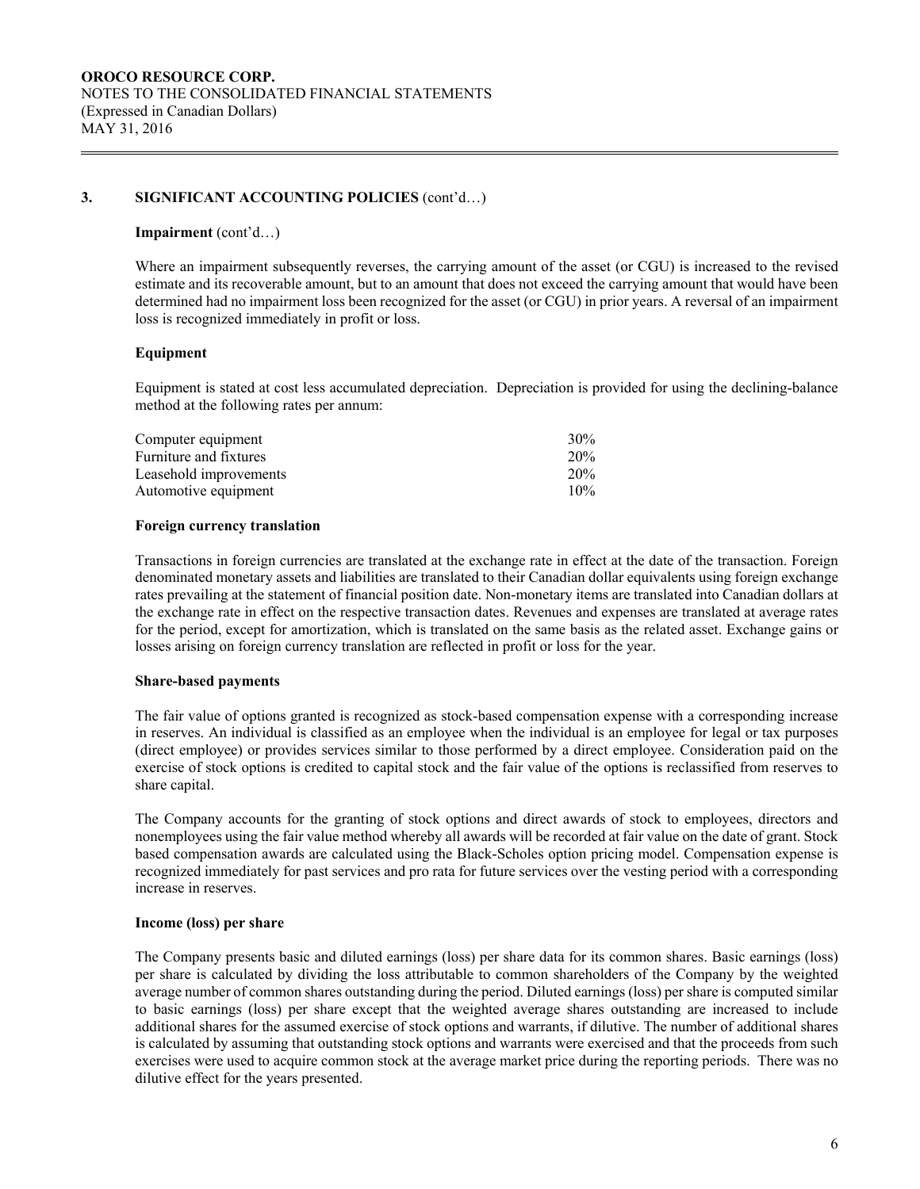## 3. SIGNIFICANT ACCOUNTING POLICIES (cont'd…)

### Impairment (cont'd…)

Where an impairment subsequently reverses, the carrying amount of the asset (or CGU) is increased to the revised estimate and its recoverable amount, but to an amount that does not exceed the carrying amount that would have been determined had no impairment loss been recognized for the asset (or CGU) in prior years. A reversal of an impairment loss is recognized immediately in profit or loss.

### Equipment

Equipment is stated at cost less accumulated depreciation. Depreciation is provided for using the declining-balance method at the following rates per annum:

| | |
|---|---|
| Computer equipment | 30% |
| Furniture and fixtures | 20% |
| Leasehold improvements | 20% |
| Automotive equipment | 10% |

### Foreign currency translation

Transactions in foreign currencies are translated at the exchange rate in effect at the date of the transaction. Foreign denominated monetary assets and liabilities are translated to their Canadian dollar equivalents using foreign exchange rates prevailing at the statement of financial position date. Non-monetary items are translated into Canadian dollars at the exchange rate in effect on the respective transaction dates. Revenues and expenses are translated at average rates for the period, except for amortization, which is translated on the same basis as the related asset. Exchange gains or losses arising on foreign currency translation are reflected in profit or loss for the year.

### Share-based payments

The fair value of options granted is recognized as stock-based compensation expense with a corresponding increase in reserves. An individual is classified as an employee when the individual is an employee for legal or tax purposes (direct employee) or provides services similar to those performed by a direct employee. Consideration paid on the exercise of stock options is credited to capital stock and the fair value of the options is reclassified from reserves to share capital.

The Company accounts for the granting of stock options and direct awards of stock to employees, directors and nonemployees using the fair value method whereby all awards will be recorded at fair value on the date of grant. Stock based compensation awards are calculated using the Black-Scholes option pricing model. Compensation expense is recognized immediately for past services and pro rata for future services over the vesting period with a corresponding increase in reserves.

### Income (loss) per share

The Company presents basic and diluted earnings (loss) per share data for its common shares. Basic earnings (loss) per share is calculated by dividing the loss attributable to common shareholders of the Company by the weighted average number of common shares outstanding during the period. Diluted earnings (loss) per share is computed similar to basic earnings (loss) per share except that the weighted average shares outstanding are increased to include additional shares for the assumed exercise of stock options and warrants, if dilutive. The number of additional shares is calculated by assuming that outstanding stock options and warrants were exercised and that the proceeds from such exercises were used to acquire common stock at the average market price during the reporting periods. There was no dilutive effect for the years presented.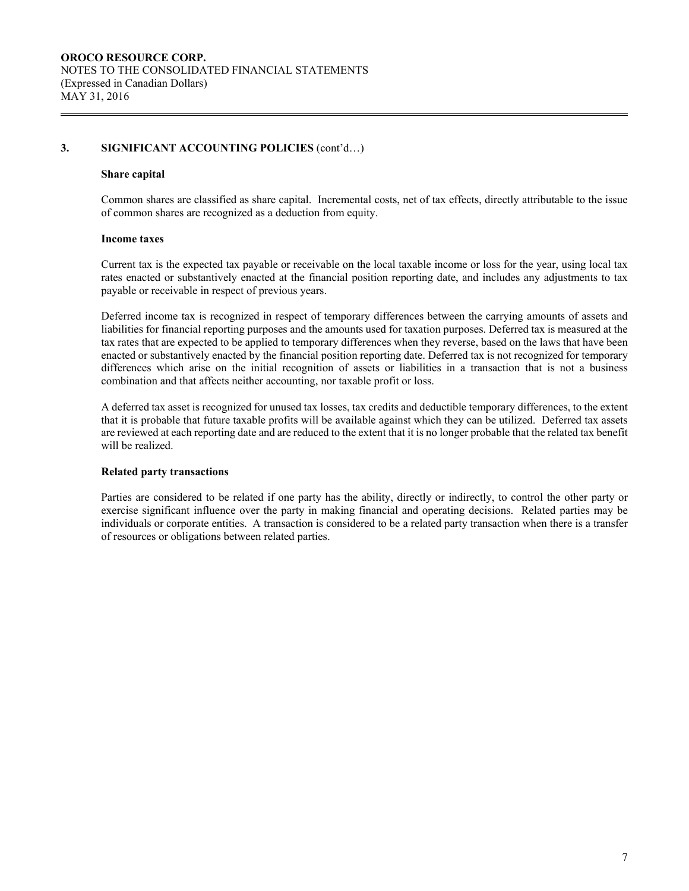## 3. SIGNIFICANT ACCOUNTING POLICIES (cont'd…)

### Share capital

Common shares are classified as share capital. Incremental costs, net of tax effects, directly attributable to the issue of common shares are recognized as a deduction from equity.

### Income taxes

Current tax is the expected tax payable or receivable on the local taxable income or loss for the year, using local tax rates enacted or substantively enacted at the financial position reporting date, and includes any adjustments to tax payable or receivable in respect of previous years.

Deferred income tax is recognized in respect of temporary differences between the carrying amounts of assets and liabilities for financial reporting purposes and the amounts used for taxation purposes. Deferred tax is measured at the tax rates that are expected to be applied to temporary differences when they reverse, based on the laws that have been enacted or substantively enacted by the financial position reporting date. Deferred tax is not recognized for temporary differences which arise on the initial recognition of assets or liabilities in a transaction that is not a business combination and that affects neither accounting, nor taxable profit or loss.

A deferred tax asset is recognized for unused tax losses, tax credits and deductible temporary differences, to the extent that it is probable that future taxable profits will be available against which they can be utilized. Deferred tax assets are reviewed at each reporting date and are reduced to the extent that it is no longer probable that the related tax benefit will be realized.

### Related party transactions

Parties are considered to be related if one party has the ability, directly or indirectly, to control the other party or exercise significant influence over the party in making financial and operating decisions. Related parties may be individuals or corporate entities. A transaction is considered to be a related party transaction when there is a transfer of resources or obligations between related parties.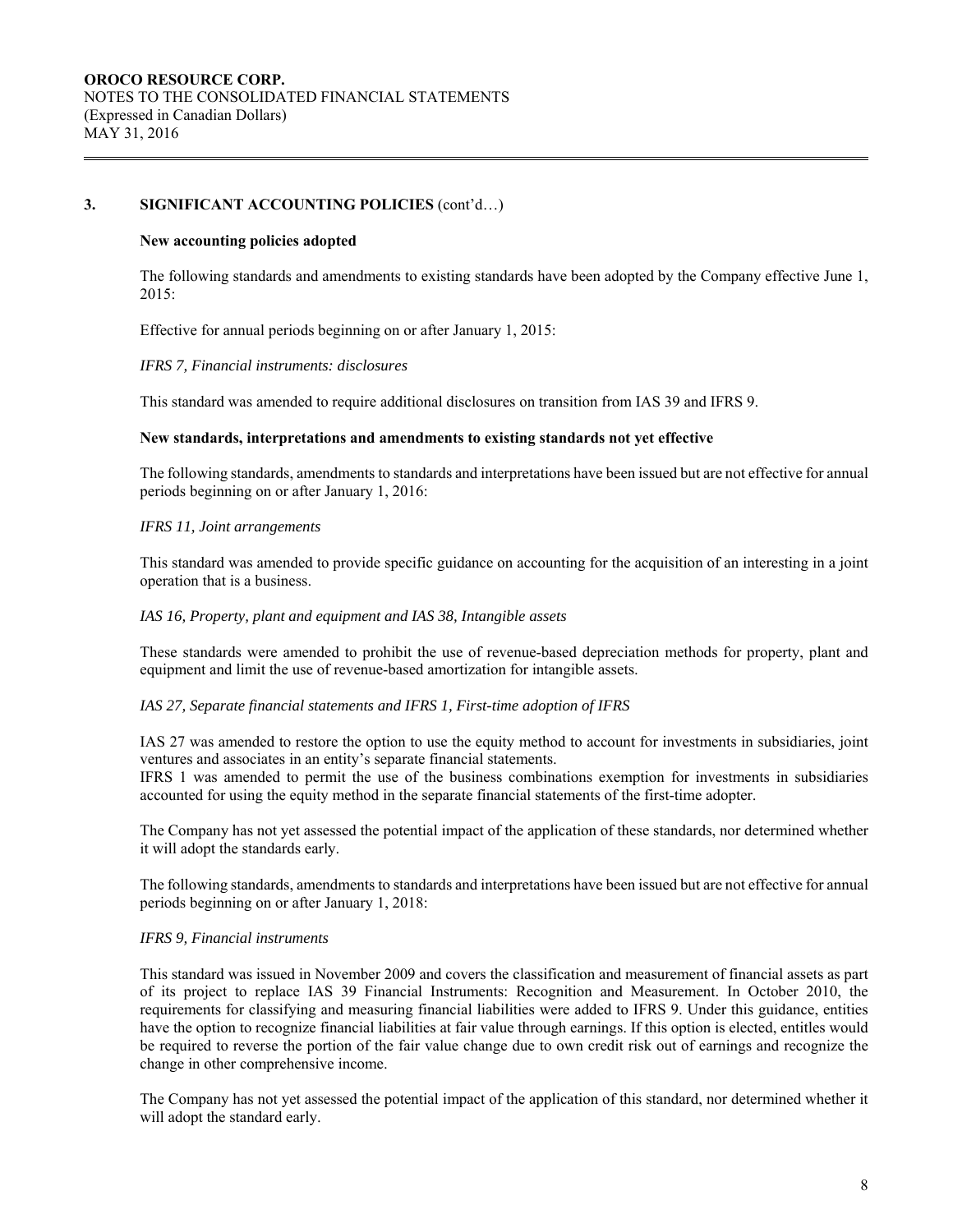## 3. SIGNIFICANT ACCOUNTING POLICIES (cont'd…)

**New accounting policies adopted**

The following standards and amendments to existing standards have been adopted by the Company effective June 1, 2015:

Effective for annual periods beginning on or after January 1, 2015:

*IFRS 7, Financial instruments: disclosures*

This standard was amended to require additional disclosures on transition from IAS 39 and IFRS 9.

**New standards, interpretations and amendments to existing standards not yet effective**

The following standards, amendments to standards and interpretations have been issued but are not effective for annual periods beginning on or after January 1, 2016:

*IFRS 11, Joint arrangements*

This standard was amended to provide specific guidance on accounting for the acquisition of an interesting in a joint operation that is a business.

*IAS 16, Property, plant and equipment and IAS 38, Intangible assets*

These standards were amended to prohibit the use of revenue-based depreciation methods for property, plant and equipment and limit the use of revenue-based amortization for intangible assets.

*IAS 27, Separate financial statements and IFRS 1, First-time adoption of IFRS*

IAS 27 was amended to restore the option to use the equity method to account for investments in subsidiaries, joint ventures and associates in an entity's separate financial statements.
IFRS 1 was amended to permit the use of the business combinations exemption for investments in subsidiaries accounted for using the equity method in the separate financial statements of the first-time adopter.

The Company has not yet assessed the potential impact of the application of these standards, nor determined whether it will adopt the standards early.

The following standards, amendments to standards and interpretations have been issued but are not effective for annual periods beginning on or after January 1, 2018:

*IFRS 9, Financial instruments*

This standard was issued in November 2009 and covers the classification and measurement of financial assets as part of its project to replace IAS 39 Financial Instruments: Recognition and Measurement. In October 2010, the requirements for classifying and measuring financial liabilities were added to IFRS 9. Under this guidance, entities have the option to recognize financial liabilities at fair value through earnings. If this option is elected, entitles would be required to reverse the portion of the fair value change due to own credit risk out of earnings and recognize the change in other comprehensive income.

The Company has not yet assessed the potential impact of the application of this standard, nor determined whether it will adopt the standard early.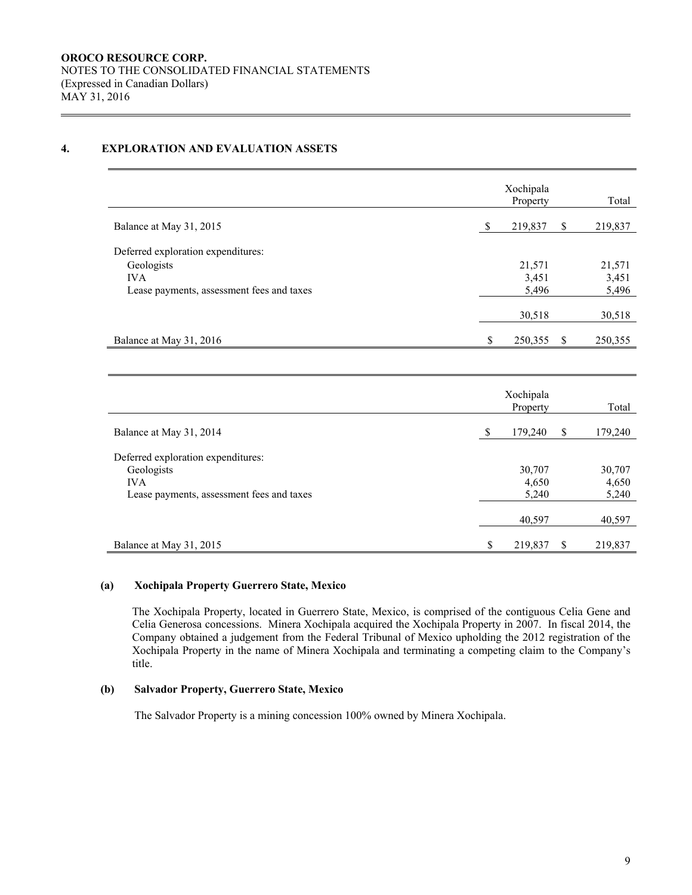OROCO RESOURCE CORP.
NOTES TO THE CONSOLIDATED FINANCIAL STATEMENTS
(Expressed in Canadian Dollars)
MAY 31, 2016

## 4. EXPLORATION AND EVALUATION ASSETS

| | Xochipala Property | Total |
|---|---|---|
| Balance at May 31, 2015 | $ 219,837 | $ 219,837 |
| Deferred exploration expenditures: | | |
| Geologists | 21,571 | 21,571 |
| IVA | 3,451 | 3,451 |
| Lease payments, assessment fees and taxes | 5,496 | 5,496 |
| | 30,518 | 30,518 |
| Balance at May 31, 2016 | $ 250,355 | $ 250,355 |

| | Xochipala Property | Total |
|---|---|---|
| Balance at May 31, 2014 | $ 179,240 | $ 179,240 |
| Deferred exploration expenditures: | | |
| Geologists | 30,707 | 30,707 |
| IVA | 4,650 | 4,650 |
| Lease payments, assessment fees and taxes | 5,240 | 5,240 |
| | 40,597 | 40,597 |
| Balance at May 31, 2015 | $ 219,837 | $ 219,837 |

### (a) Xochipala Property Guerrero State, Mexico

The Xochipala Property, located in Guerrero State, Mexico, is comprised of the contiguous Celia Gene and Celia Generosa concessions. Minera Xochipala acquired the Xochipala Property in 2007. In fiscal 2014, the Company obtained a judgement from the Federal Tribunal of Mexico upholding the 2012 registration of the Xochipala Property in the name of Minera Xochipala and terminating a competing claim to the Company's title.

### (b) Salvador Property, Guerrero State, Mexico

The Salvador Property is a mining concession 100% owned by Minera Xochipala.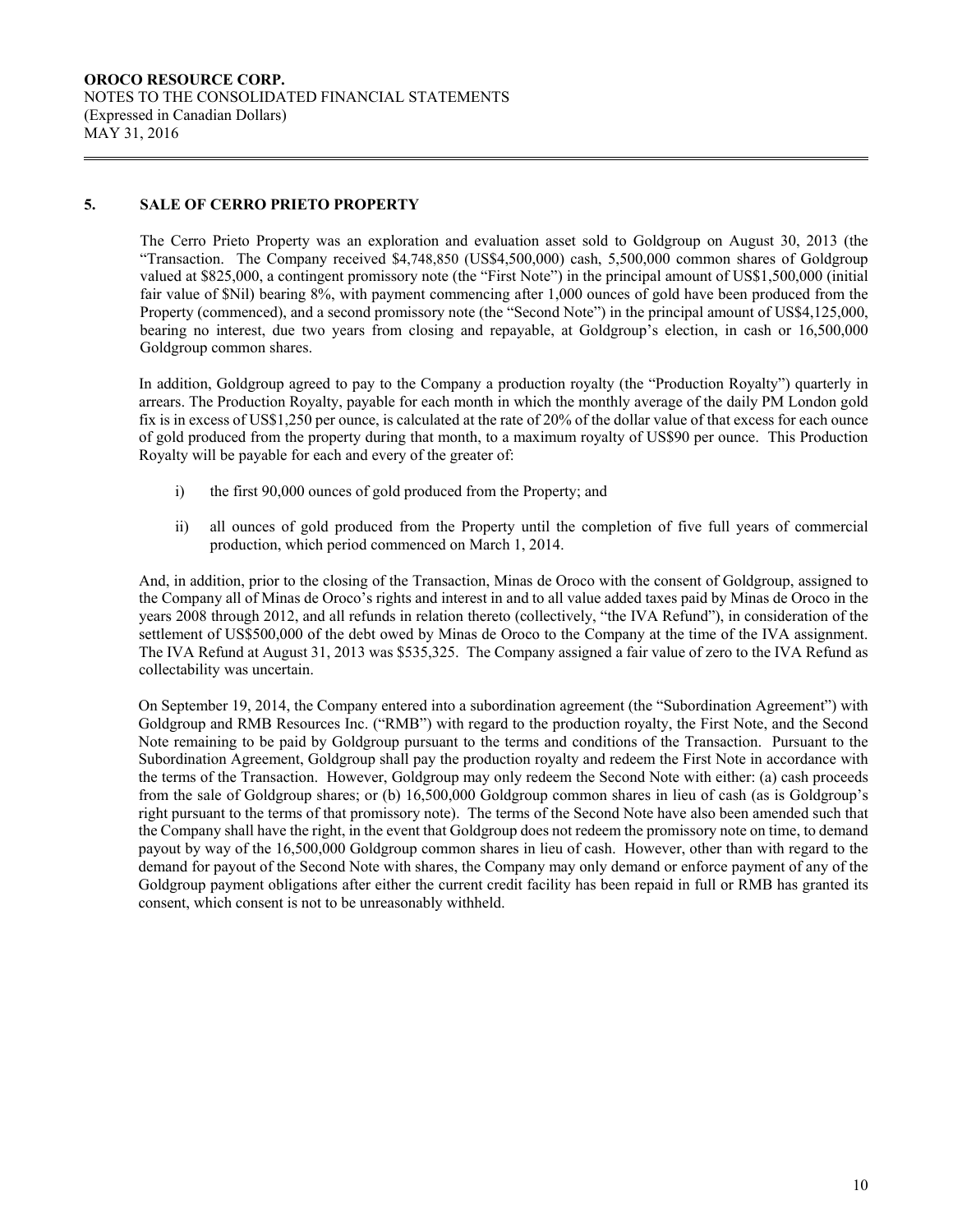## 5. SALE OF CERRO PRIETO PROPERTY

The Cerro Prieto Property was an exploration and evaluation asset sold to Goldgroup on August 30, 2013 (the "Transaction. The Company received $4,748,850 (US$4,500,000) cash, 5,500,000 common shares of Goldgroup valued at $825,000, a contingent promissory note (the "First Note") in the principal amount of US$1,500,000 (initial fair value of $Nil) bearing 8%, with payment commencing after 1,000 ounces of gold have been produced from the Property (commenced), and a second promissory note (the "Second Note") in the principal amount of US$4,125,000, bearing no interest, due two years from closing and repayable, at Goldgroup's election, in cash or 16,500,000 Goldgroup common shares.

In addition, Goldgroup agreed to pay to the Company a production royalty (the "Production Royalty") quarterly in arrears. The Production Royalty, payable for each month in which the monthly average of the daily PM London gold fix is in excess of US$1,250 per ounce, is calculated at the rate of 20% of the dollar value of that excess for each ounce of gold produced from the property during that month, to a maximum royalty of US$90 per ounce. This Production Royalty will be payable for each and every of the greater of:

i) the first 90,000 ounces of gold produced from the Property; and

ii) all ounces of gold produced from the Property until the completion of five full years of commercial production, which period commenced on March 1, 2014.

And, in addition, prior to the closing of the Transaction, Minas de Oroco with the consent of Goldgroup, assigned to the Company all of Minas de Oroco's rights and interest in and to all value added taxes paid by Minas de Oroco in the years 2008 through 2012, and all refunds in relation thereto (collectively, "the IVA Refund"), in consideration of the settlement of US$500,000 of the debt owed by Minas de Oroco to the Company at the time of the IVA assignment. The IVA Refund at August 31, 2013 was $535,325. The Company assigned a fair value of zero to the IVA Refund as collectability was uncertain.

On September 19, 2014, the Company entered into a subordination agreement (the "Subordination Agreement") with Goldgroup and RMB Resources Inc. ("RMB") with regard to the production royalty, the First Note, and the Second Note remaining to be paid by Goldgroup pursuant to the terms and conditions of the Transaction. Pursuant to the Subordination Agreement, Goldgroup shall pay the production royalty and redeem the First Note in accordance with the terms of the Transaction. However, Goldgroup may only redeem the Second Note with either: (a) cash proceeds from the sale of Goldgroup shares; or (b) 16,500,000 Goldgroup common shares in lieu of cash (as is Goldgroup's right pursuant to the terms of that promissory note). The terms of the Second Note have also been amended such that the Company shall have the right, in the event that Goldgroup does not redeem the promissory note on time, to demand payout by way of the 16,500,000 Goldgroup common shares in lieu of cash. However, other than with regard to the demand for payout of the Second Note with shares, the Company may only demand or enforce payment of any of the Goldgroup payment obligations after either the current credit facility has been repaid in full or RMB has granted its consent, which consent is not to be unreasonably withheld.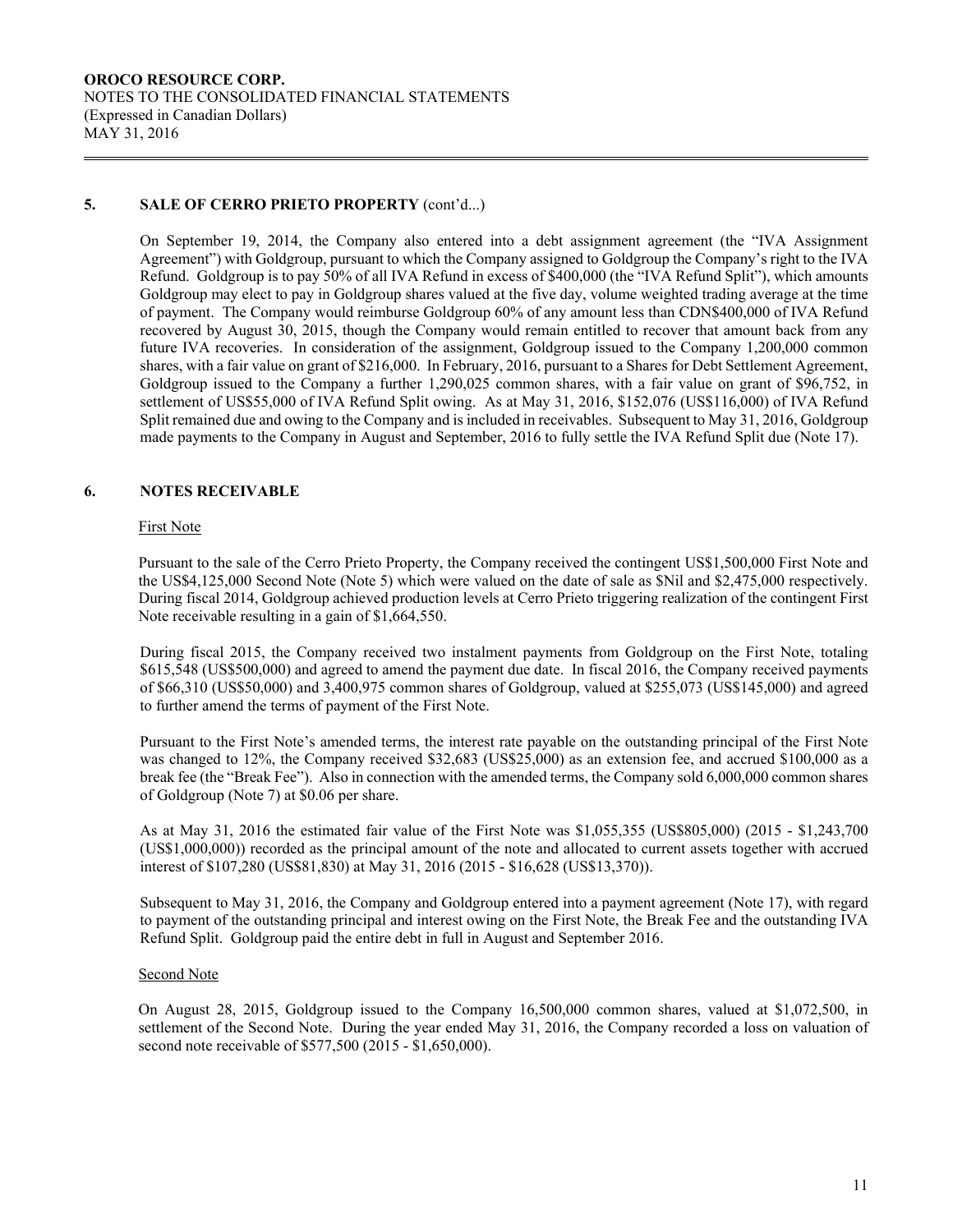## 5. SALE OF CERRO PRIETO PROPERTY (cont'd...)

On September 19, 2014, the Company also entered into a debt assignment agreement (the "IVA Assignment Agreement") with Goldgroup, pursuant to which the Company assigned to Goldgroup the Company's right to the IVA Refund. Goldgroup is to pay 50% of all IVA Refund in excess of $400,000 (the "IVA Refund Split"), which amounts Goldgroup may elect to pay in Goldgroup shares valued at the five day, volume weighted trading average at the time of payment. The Company would reimburse Goldgroup 60% of any amount less than CDN$400,000 of IVA Refund recovered by August 30, 2015, though the Company would remain entitled to recover that amount back from any future IVA recoveries. In consideration of the assignment, Goldgroup issued to the Company 1,200,000 common shares, with a fair value on grant of $216,000. In February, 2016, pursuant to a Shares for Debt Settlement Agreement, Goldgroup issued to the Company a further 1,290,025 common shares, with a fair value on grant of $96,752, in settlement of US$55,000 of IVA Refund Split owing. As at May 31, 2016, $152,076 (US$116,000) of IVA Refund Split remained due and owing to the Company and is included in receivables. Subsequent to May 31, 2016, Goldgroup made payments to the Company in August and September, 2016 to fully settle the IVA Refund Split due (Note 17).

## 6. NOTES RECEIVABLE

First Note

Pursuant to the sale of the Cerro Prieto Property, the Company received the contingent US$1,500,000 First Note and the US$4,125,000 Second Note (Note 5) which were valued on the date of sale as $Nil and $2,475,000 respectively. During fiscal 2014, Goldgroup achieved production levels at Cerro Prieto triggering realization of the contingent First Note receivable resulting in a gain of $1,664,550.

During fiscal 2015, the Company received two instalment payments from Goldgroup on the First Note, totaling $615,548 (US$500,000) and agreed to amend the payment due date. In fiscal 2016, the Company received payments of $66,310 (US$50,000) and 3,400,975 common shares of Goldgroup, valued at $255,073 (US$145,000) and agreed to further amend the terms of payment of the First Note.

Pursuant to the First Note's amended terms, the interest rate payable on the outstanding principal of the First Note was changed to 12%, the Company received $32,683 (US$25,000) as an extension fee, and accrued $100,000 as a break fee (the "Break Fee"). Also in connection with the amended terms, the Company sold 6,000,000 common shares of Goldgroup (Note 7) at $0.06 per share.

As at May 31, 2016 the estimated fair value of the First Note was $1,055,355 (US$805,000) (2015 - $1,243,700 (US$1,000,000)) recorded as the principal amount of the note and allocated to current assets together with accrued interest of $107,280 (US$81,830) at May 31, 2016 (2015 - $16,628 (US$13,370)).

Subsequent to May 31, 2016, the Company and Goldgroup entered into a payment agreement (Note 17), with regard to payment of the outstanding principal and interest owing on the First Note, the Break Fee and the outstanding IVA Refund Split. Goldgroup paid the entire debt in full in August and September 2016.

Second Note

On August 28, 2015, Goldgroup issued to the Company 16,500,000 common shares, valued at $1,072,500, in settlement of the Second Note. During the year ended May 31, 2016, the Company recorded a loss on valuation of second note receivable of $577,500 (2015 - $1,650,000).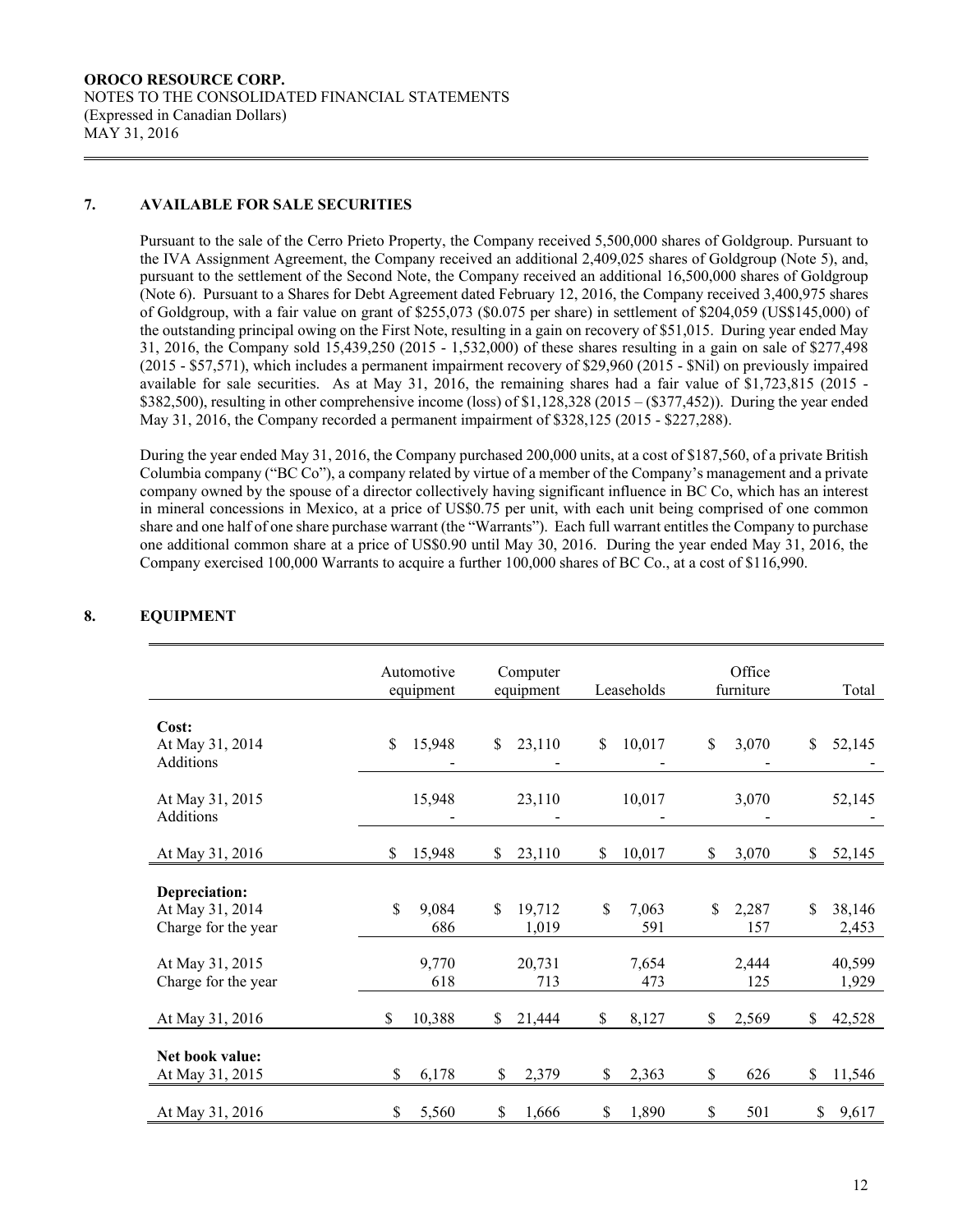**OROCO RESOURCE CORP.**
NOTES TO THE CONSOLIDATED FINANCIAL STATEMENTS
(Expressed in Canadian Dollars)
MAY 31, 2016

## 7. AVAILABLE FOR SALE SECURITIES

Pursuant to the sale of the Cerro Prieto Property, the Company received 5,500,000 shares of Goldgroup. Pursuant to the IVA Assignment Agreement, the Company received an additional 2,409,025 shares of Goldgroup (Note 5), and, pursuant to the settlement of the Second Note, the Company received an additional 16,500,000 shares of Goldgroup (Note 6). Pursuant to a Shares for Debt Agreement dated February 12, 2016, the Company received 3,400,975 shares of Goldgroup, with a fair value on grant of $255,073 ($0.075 per share) in settlement of $204,059 (US$145,000) of the outstanding principal owing on the First Note, resulting in a gain on recovery of $51,015. During year ended May 31, 2016, the Company sold 15,439,250 (2015 - 1,532,000) of these shares resulting in a gain on sale of $277,498 (2015 - $57,571), which includes a permanent impairment recovery of $29,960 (2015 - $Nil) on previously impaired available for sale securities. As at May 31, 2016, the remaining shares had a fair value of $1,723,815 (2015 - $382,500), resulting in other comprehensive income (loss) of $1,128,328 (2015 – ($377,452)). During the year ended May 31, 2016, the Company recorded a permanent impairment of $328,125 (2015 - $227,288).

During the year ended May 31, 2016, the Company purchased 200,000 units, at a cost of $187,560, of a private British Columbia company ("BC Co"), a company related by virtue of a member of the Company's management and a private company owned by the spouse of a director collectively having significant influence in BC Co, which has an interest in mineral concessions in Mexico, at a price of US$0.75 per unit, with each unit being comprised of one common share and one half of one share purchase warrant (the "Warrants"). Each full warrant entitles the Company to purchase one additional common share at a price of US$0.90 until May 30, 2016. During the year ended May 31, 2016, the Company exercised 100,000 Warrants to acquire a further 100,000 shares of BC Co., at a cost of $116,990.

## 8. EQUIPMENT

| | Automotive equipment | Computer equipment | Leaseholds | Office furniture | Total |
|---|---|---|---|---|---|
| **Cost:** | | | | | |
| At May 31, 2014 | $ 15,948 | $ 23,110 | $ 10,017 | $ 3,070 | $ 52,145 |
| Additions | - | - | - | - | - |
| At May 31, 2015 | 15,948 | 23,110 | 10,017 | 3,070 | 52,145 |
| Additions | - | - | - | - | - |
| At May 31, 2016 | $ 15,948 | $ 23,110 | $ 10,017 | $ 3,070 | $ 52,145 |
| **Depreciation:** | | | | | |
| At May 31, 2014 | $ 9,084 | $ 19,712 | $ 7,063 | $ 2,287 | $ 38,146 |
| Charge for the year | 686 | 1,019 | 591 | 157 | 2,453 |
| At May 31, 2015 | 9,770 | 20,731 | 7,654 | 2,444 | 40,599 |
| Charge for the year | 618 | 713 | 473 | 125 | 1,929 |
| At May 31, 2016 | $ 10,388 | $ 21,444 | $ 8,127 | $ 2,569 | $ 42,528 |
| **Net book value:** | | | | | |
| At May 31, 2015 | $ 6,178 | $ 2,379 | $ 2,363 | $ 626 | $ 11,546 |
| At May 31, 2016 | $ 5,560 | $ 1,666 | $ 1,890 | $ 501 | $ 9,617 |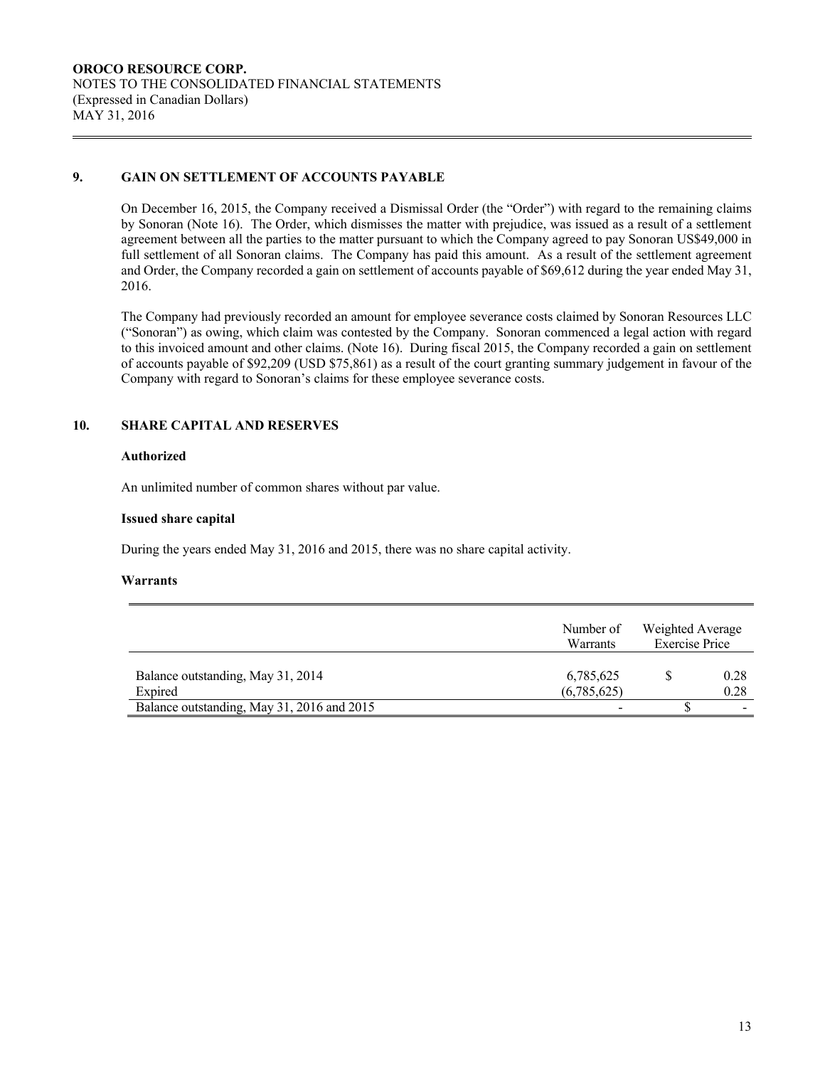**OROCO RESOURCE CORP.**
NOTES TO THE CONSOLIDATED FINANCIAL STATEMENTS
(Expressed in Canadian Dollars)
MAY 31, 2016

## 9. GAIN ON SETTLEMENT OF ACCOUNTS PAYABLE

On December 16, 2015, the Company received a Dismissal Order (the "Order") with regard to the remaining claims by Sonoran (Note 16). The Order, which dismisses the matter with prejudice, was issued as a result of a settlement agreement between all the parties to the matter pursuant to which the Company agreed to pay Sonoran US$49,000 in full settlement of all Sonoran claims. The Company has paid this amount. As a result of the settlement agreement and Order, the Company recorded a gain on settlement of accounts payable of $69,612 during the year ended May 31, 2016.

The Company had previously recorded an amount for employee severance costs claimed by Sonoran Resources LLC ("Sonoran") as owing, which claim was contested by the Company. Sonoran commenced a legal action with regard to this invoiced amount and other claims. (Note 16). During fiscal 2015, the Company recorded a gain on settlement of accounts payable of $92,209 (USD $75,861) as a result of the court granting summary judgement in favour of the Company with regard to Sonoran's claims for these employee severance costs.

## 10. SHARE CAPITAL AND RESERVES

**Authorized**

An unlimited number of common shares without par value.

**Issued share capital**

During the years ended May 31, 2016 and 2015, there was no share capital activity.

**Warrants**

| | Number of Warrants | Weighted Average Exercise Price |
|---|---|---|
| Balance outstanding, May 31, 2014 | 6,785,625 | $ 0.28 |
| Expired | (6,785,625) | 0.28 |
| Balance outstanding, May 31, 2016 and 2015 | - | $ - |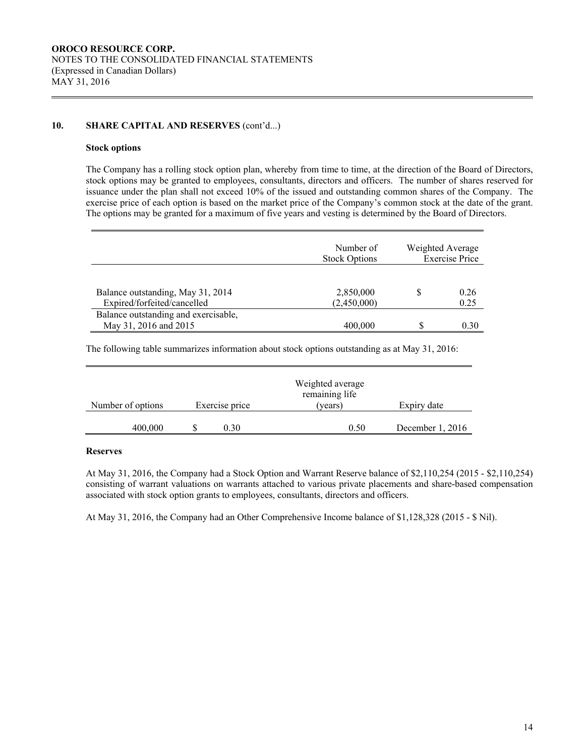**OROCO RESOURCE CORP.**
NOTES TO THE CONSOLIDATED FINANCIAL STATEMENTS
(Expressed in Canadian Dollars)
MAY 31, 2016

## 10. SHARE CAPITAL AND RESERVES (cont'd...)

### Stock options

The Company has a rolling stock option plan, whereby from time to time, at the direction of the Board of Directors, stock options may be granted to employees, consultants, directors and officers. The number of shares reserved for issuance under the plan shall not exceed 10% of the issued and outstanding common shares of the Company. The exercise price of each option is based on the market price of the Company's common stock at the date of the grant. The options may be granted for a maximum of five years and vesting is determined by the Board of Directors.

| | Number of Stock Options | Weighted Average Exercise Price |
|---|---|---|
| Balance outstanding, May 31, 2014 | 2,850,000 | $ 0.26 |
| Expired/forfeited/cancelled | (2,450,000) | 0.25 |
| Balance outstanding and exercisable, May 31, 2016 and 2015 | 400,000 | $ 0.30 |

The following table summarizes information about stock options outstanding as at May 31, 2016:

| Number of options | Exercise price | Weighted average remaining life (years) | Expiry date |
|---|---|---|---|
| 400,000 | $ 0.30 | 0.50 | December 1, 2016 |

### Reserves

At May 31, 2016, the Company had a Stock Option and Warrant Reserve balance of $2,110,254 (2015 - $2,110,254) consisting of warrant valuations on warrants attached to various private placements and share-based compensation associated with stock option grants to employees, consultants, directors and officers.

At May 31, 2016, the Company had an Other Comprehensive Income balance of $1,128,328 (2015 - $ Nil).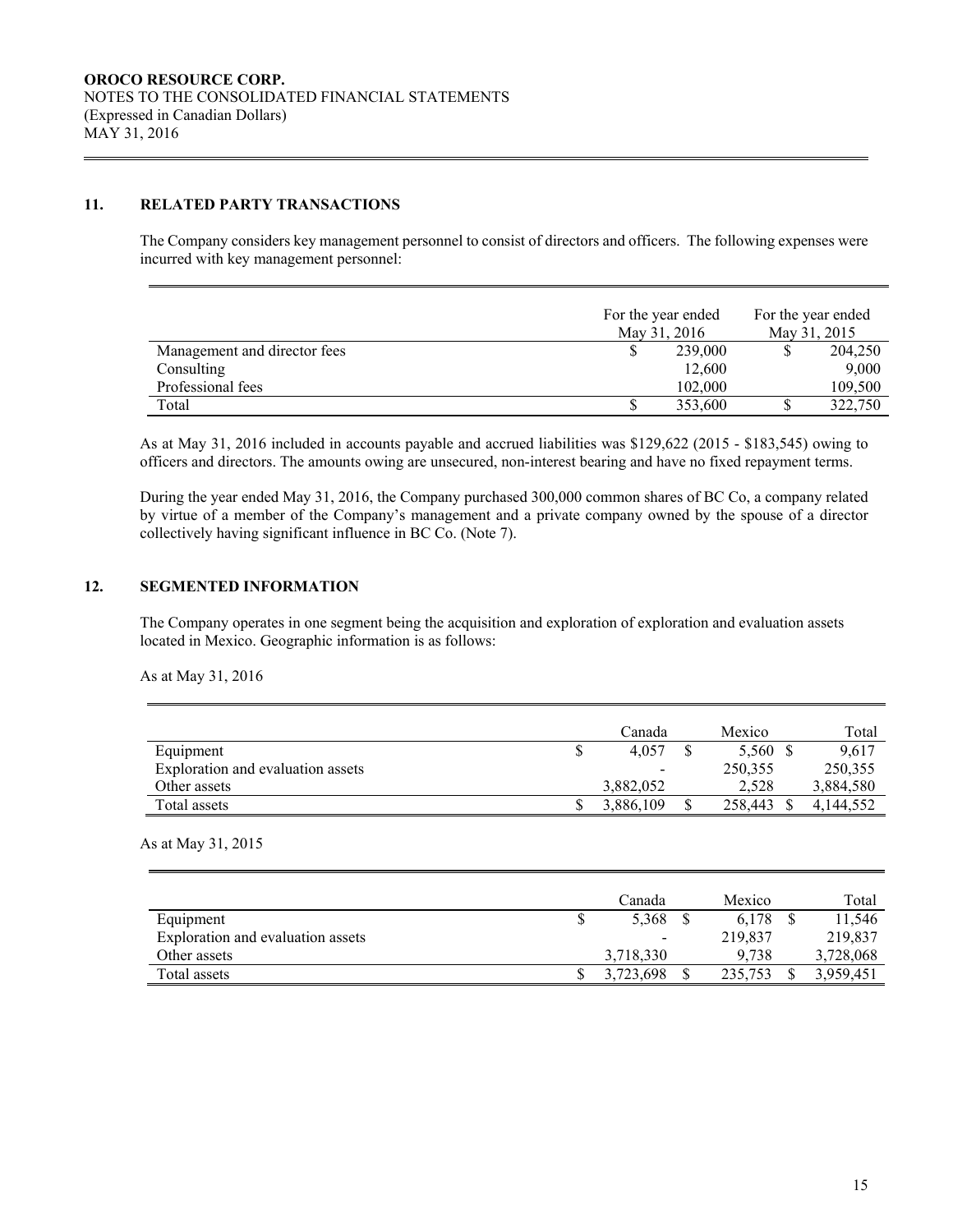**OROCO RESOURCE CORP.**
NOTES TO THE CONSOLIDATED FINANCIAL STATEMENTS
(Expressed in Canadian Dollars)
MAY 31, 2016

## 11. RELATED PARTY TRANSACTIONS

The Company considers key management personnel to consist of directors and officers. The following expenses were incurred with key management personnel:

| | For the year ended May 31, 2016 | For the year ended May 31, 2015 |
|---|---|---|
| Management and director fees | $ 239,000 | $ 204,250 |
| Consulting | 12,600 | 9,000 |
| Professional fees | 102,000 | 109,500 |
| Total | $ 353,600 | $ 322,750 |

As at May 31, 2016 included in accounts payable and accrued liabilities was $129,622 (2015 - $183,545) owing to officers and directors. The amounts owing are unsecured, non-interest bearing and have no fixed repayment terms.

During the year ended May 31, 2016, the Company purchased 300,000 common shares of BC Co, a company related by virtue of a member of the Company's management and a private company owned by the spouse of a director collectively having significant influence in BC Co. (Note 7).

## 12. SEGMENTED INFORMATION

The Company operates in one segment being the acquisition and exploration of exploration and evaluation assets located in Mexico. Geographic information is as follows:

As at May 31, 2016

| | Canada | Mexico | Total |
|---|---|---|---|
| Equipment | $ 4,057 | $ 5,560 | $ 9,617 |
| Exploration and evaluation assets | - | 250,355 | 250,355 |
| Other assets | 3,882,052 | 2,528 | 3,884,580 |
| Total assets | $ 3,886,109 | $ 258,443 | $ 4,144,552 |

As at May 31, 2015

| | Canada | Mexico | Total |
|---|---|---|---|
| Equipment | $ 5,368 | $ 6,178 | $ 11,546 |
| Exploration and evaluation assets | - | 219,837 | 219,837 |
| Other assets | 3,718,330 | 9,738 | 3,728,068 |
| Total assets | $ 3,723,698 | $ 235,753 | $ 3,959,451 |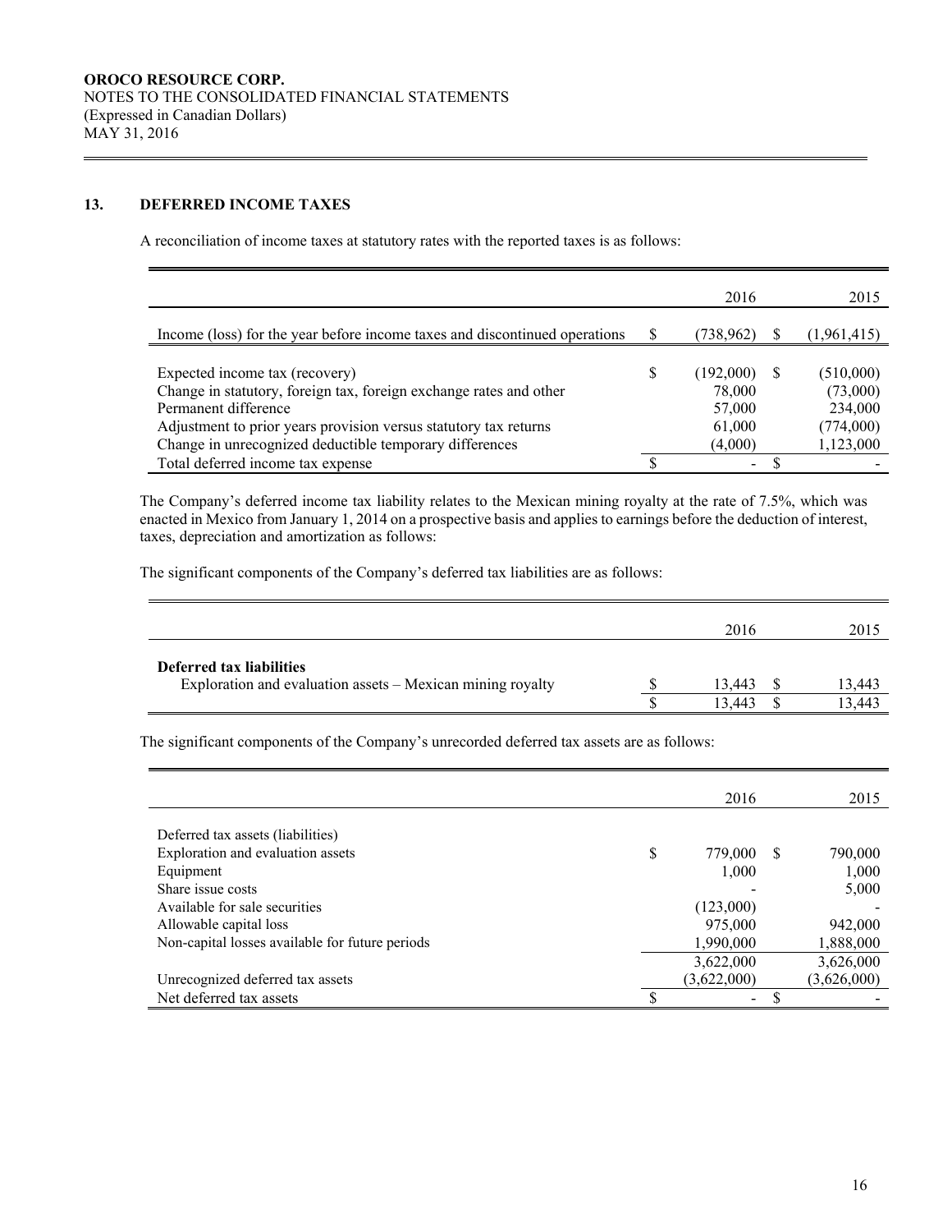**OROCO RESOURCE CORP.**
NOTES TO THE CONSOLIDATED FINANCIAL STATEMENTS
(Expressed in Canadian Dollars)
MAY 31, 2016

## 13. DEFERRED INCOME TAXES

A reconciliation of income taxes at statutory rates with the reported taxes is as follows:

| | 2016 | 2015 |
|---|---|---|
| Income (loss) for the year before income taxes and discontinued operations | $ (738,962) | $ (1,961,415) |
| | | |
| Expected income tax (recovery) | $ (192,000) | $ (510,000) |
| Change in statutory, foreign tax, foreign exchange rates and other | 78,000 | (73,000) |
| Permanent difference | 57,000 | 234,000 |
| Adjustment to prior years provision versus statutory tax returns | 61,000 | (774,000) |
| Change in unrecognized deductible temporary differences | (4,000) | 1,123,000 |
| Total deferred income tax expense | $ - | $ - |

The Company's deferred income tax liability relates to the Mexican mining royalty at the rate of 7.5%, which was enacted in Mexico from January 1, 2014 on a prospective basis and applies to earnings before the deduction of interest, taxes, depreciation and amortization as follows:

The significant components of the Company's deferred tax liabilities are as follows:

| | 2016 | 2015 |
|---|---|---|
| **Deferred tax liabilities** | | |
| Exploration and evaluation assets – Mexican mining royalty | $ 13,443 | $ 13,443 |
| | $ 13,443 | $ 13,443 |

The significant components of the Company's unrecorded deferred tax assets are as follows:

| | 2016 | 2015 |
|---|---|---|
| Deferred tax assets (liabilities) | | |
| Exploration and evaluation assets | $ 779,000 | $ 790,000 |
| Equipment | 1,000 | 1,000 |
| Share issue costs | - | 5,000 |
| Available for sale securities | (123,000) | - |
| Allowable capital loss | 975,000 | 942,000 |
| Non-capital losses available for future periods | 1,990,000 | 1,888,000 |
| | 3,622,000 | 3,626,000 |
| Unrecognized deferred tax assets | (3,622,000) | (3,626,000) |
| Net deferred tax assets | $ - | $ - |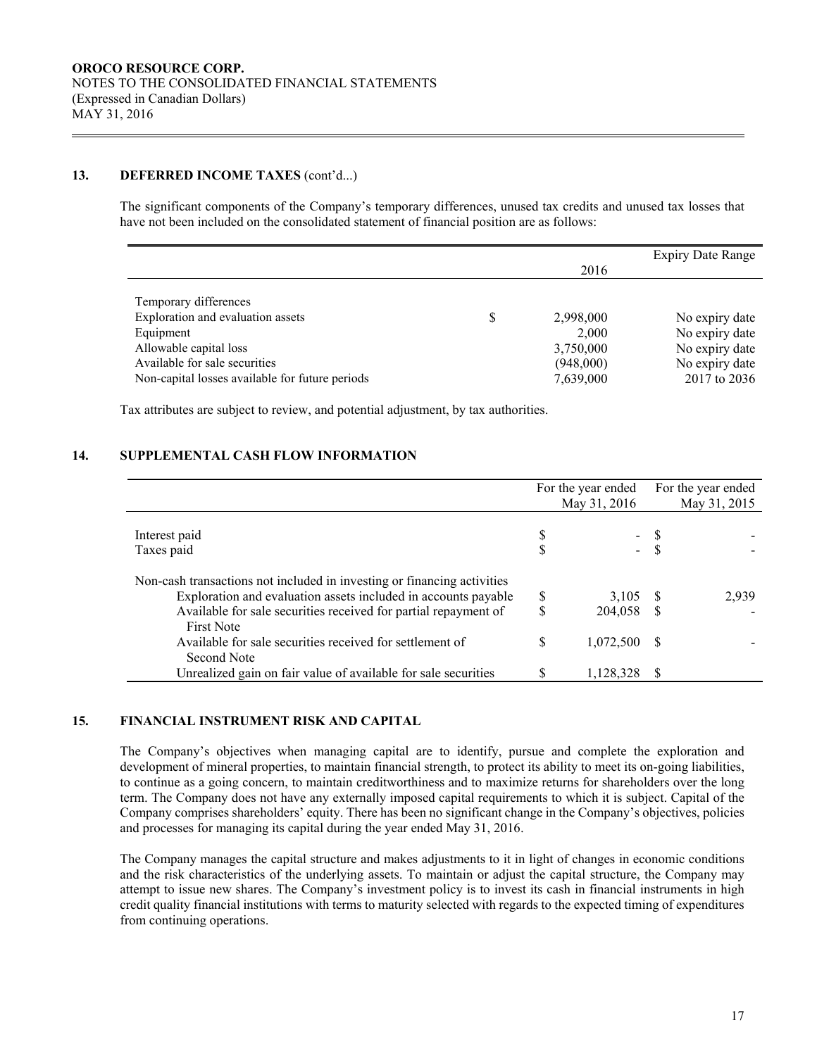**OROCO RESOURCE CORP.**
NOTES TO THE CONSOLIDATED FINANCIAL STATEMENTS
(Expressed in Canadian Dollars)
MAY 31, 2016

## 13. DEFERRED INCOME TAXES (cont'd...)

The significant components of the Company's temporary differences, unused tax credits and unused tax losses that have not been included on the consolidated statement of financial position are as follows:

| | | 2016 | Expiry Date Range |
|---|---|---|---|
| Temporary differences | | | |
| Exploration and evaluation assets | $ | 2,998,000 | No expiry date |
| Equipment | | 2,000 | No expiry date |
| Allowable capital loss | | 3,750,000 | No expiry date |
| Available for sale securities | | (948,000) | No expiry date |
| Non-capital losses available for future periods | | 7,639,000 | 2017 to 2036 |

Tax attributes are subject to review, and potential adjustment, by tax authorities.

## 14. SUPPLEMENTAL CASH FLOW INFORMATION

| | | For the year ended May 31, 2016 | | For the year ended May 31, 2015 |
|---|---|---|---|---|
| Interest paid | $ | - | $ | - |
| Taxes paid | $ | - | $ | - |
| Non-cash transactions not included in investing or financing activities | | | | |
| Exploration and evaluation assets included in accounts payable | $ | 3,105 | $ | 2,939 |
| Available for sale securities received for partial repayment of First Note | $ | 204,058 | $ | - |
| Available for sale securities received for settlement of Second Note | $ | 1,072,500 | $ | - |
| Unrealized gain on fair value of available for sale securities | $ | 1,128,328 | $ | |

## 15. FINANCIAL INSTRUMENT RISK AND CAPITAL

The Company's objectives when managing capital are to identify, pursue and complete the exploration and development of mineral properties, to maintain financial strength, to protect its ability to meet its on-going liabilities, to continue as a going concern, to maintain creditworthiness and to maximize returns for shareholders over the long term. The Company does not have any externally imposed capital requirements to which it is subject. Capital of the Company comprises shareholders' equity. There has been no significant change in the Company's objectives, policies and processes for managing its capital during the year ended May 31, 2016.

The Company manages the capital structure and makes adjustments to it in light of changes in economic conditions and the risk characteristics of the underlying assets. To maintain or adjust the capital structure, the Company may attempt to issue new shares. The Company's investment policy is to invest its cash in financial instruments in high credit quality financial institutions with terms to maturity selected with regards to the expected timing of expenditures from continuing operations.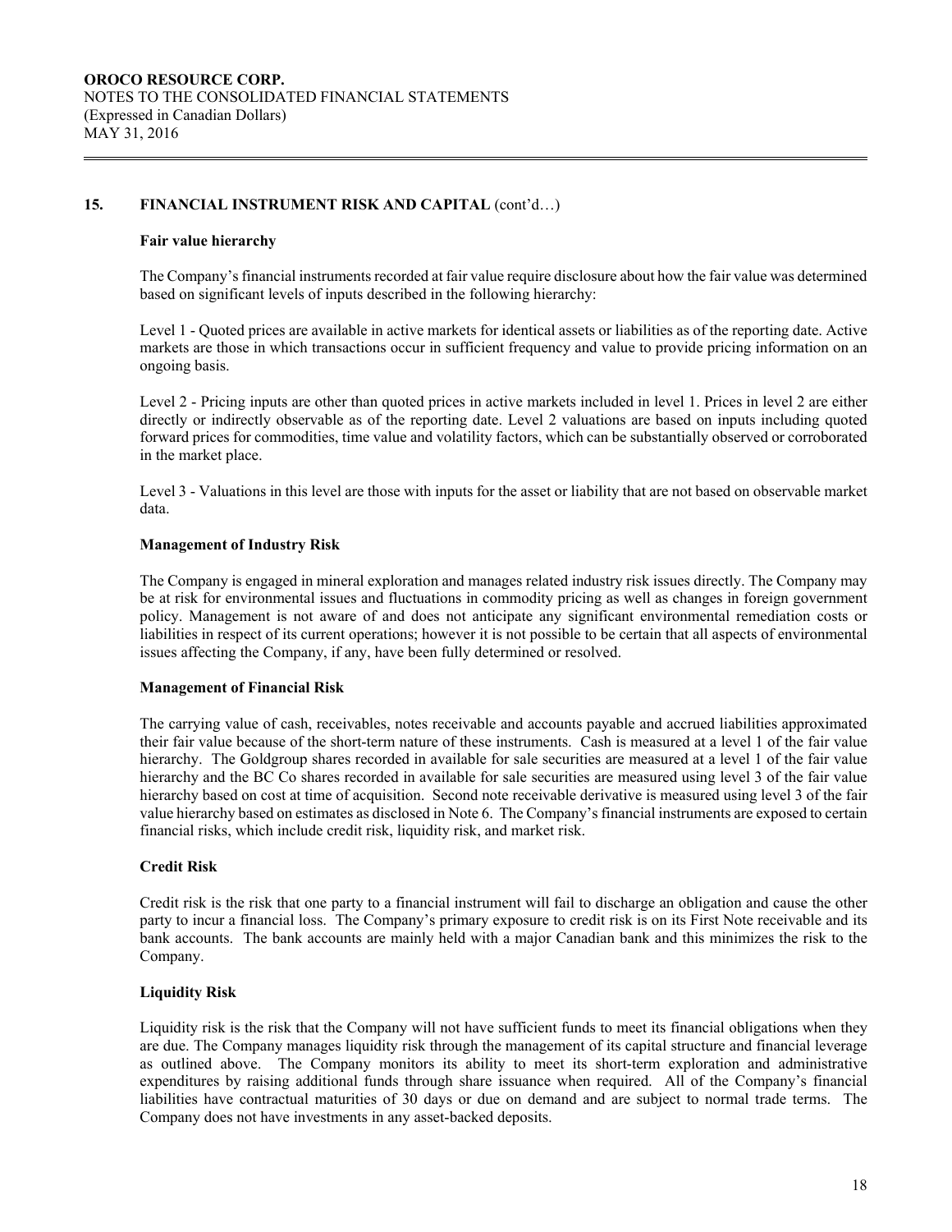## 15. FINANCIAL INSTRUMENT RISK AND CAPITAL (cont'd…)

**Fair value hierarchy**

The Company's financial instruments recorded at fair value require disclosure about how the fair value was determined based on significant levels of inputs described in the following hierarchy:

Level 1 - Quoted prices are available in active markets for identical assets or liabilities as of the reporting date. Active markets are those in which transactions occur in sufficient frequency and value to provide pricing information on an ongoing basis.

Level 2 - Pricing inputs are other than quoted prices in active markets included in level 1. Prices in level 2 are either directly or indirectly observable as of the reporting date. Level 2 valuations are based on inputs including quoted forward prices for commodities, time value and volatility factors, which can be substantially observed or corroborated in the market place.

Level 3 - Valuations in this level are those with inputs for the asset or liability that are not based on observable market data.

**Management of Industry Risk**

The Company is engaged in mineral exploration and manages related industry risk issues directly. The Company may be at risk for environmental issues and fluctuations in commodity pricing as well as changes in foreign government policy. Management is not aware of and does not anticipate any significant environmental remediation costs or liabilities in respect of its current operations; however it is not possible to be certain that all aspects of environmental issues affecting the Company, if any, have been fully determined or resolved.

**Management of Financial Risk**

The carrying value of cash, receivables, notes receivable and accounts payable and accrued liabilities approximated their fair value because of the short-term nature of these instruments. Cash is measured at a level 1 of the fair value hierarchy. The Goldgroup shares recorded in available for sale securities are measured at a level 1 of the fair value hierarchy and the BC Co shares recorded in available for sale securities are measured using level 3 of the fair value hierarchy based on cost at time of acquisition. Second note receivable derivative is measured using level 3 of the fair value hierarchy based on estimates as disclosed in Note 6. The Company's financial instruments are exposed to certain financial risks, which include credit risk, liquidity risk, and market risk.

**Credit Risk**

Credit risk is the risk that one party to a financial instrument will fail to discharge an obligation and cause the other party to incur a financial loss. The Company's primary exposure to credit risk is on its First Note receivable and its bank accounts. The bank accounts are mainly held with a major Canadian bank and this minimizes the risk to the Company.

**Liquidity Risk**

Liquidity risk is the risk that the Company will not have sufficient funds to meet its financial obligations when they are due. The Company manages liquidity risk through the management of its capital structure and financial leverage as outlined above. The Company monitors its ability to meet its short-term exploration and administrative expenditures by raising additional funds through share issuance when required. All of the Company's financial liabilities have contractual maturities of 30 days or due on demand and are subject to normal trade terms. The Company does not have investments in any asset-backed deposits.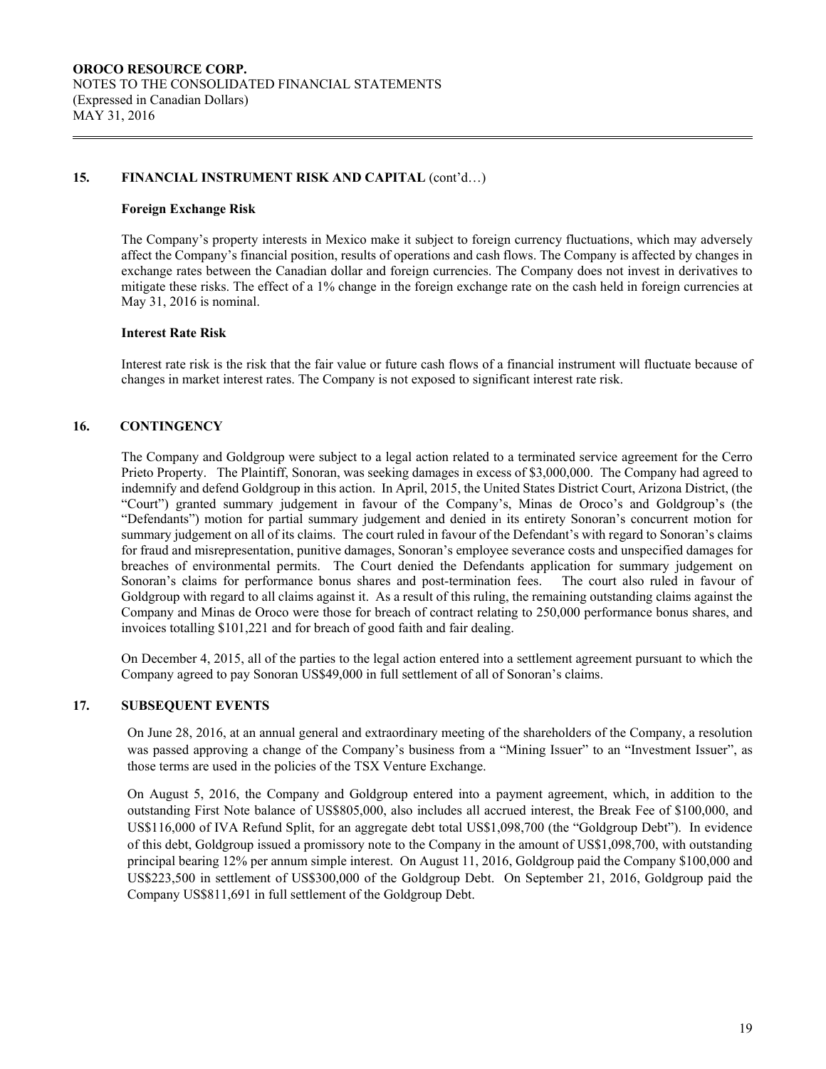## 15. FINANCIAL INSTRUMENT RISK AND CAPITAL (cont'd…)

### Foreign Exchange Risk

The Company's property interests in Mexico make it subject to foreign currency fluctuations, which may adversely affect the Company's financial position, results of operations and cash flows. The Company is affected by changes in exchange rates between the Canadian dollar and foreign currencies. The Company does not invest in derivatives to mitigate these risks. The effect of a 1% change in the foreign exchange rate on the cash held in foreign currencies at May 31, 2016 is nominal.

### Interest Rate Risk

Interest rate risk is the risk that the fair value or future cash flows of a financial instrument will fluctuate because of changes in market interest rates. The Company is not exposed to significant interest rate risk.

## 16. CONTINGENCY

The Company and Goldgroup were subject to a legal action related to a terminated service agreement for the Cerro Prieto Property. The Plaintiff, Sonoran, was seeking damages in excess of $3,000,000. The Company had agreed to indemnify and defend Goldgroup in this action. In April, 2015, the United States District Court, Arizona District, (the "Court") granted summary judgement in favour of the Company's, Minas de Oroco's and Goldgroup's (the "Defendants") motion for partial summary judgement and denied in its entirety Sonoran's concurrent motion for summary judgement on all of its claims. The court ruled in favour of the Defendant's with regard to Sonoran's claims for fraud and misrepresentation, punitive damages, Sonoran's employee severance costs and unspecified damages for breaches of environmental permits. The Court denied the Defendants application for summary judgement on Sonoran's claims for performance bonus shares and post-termination fees. The court also ruled in favour of Goldgroup with regard to all claims against it. As a result of this ruling, the remaining outstanding claims against the Company and Minas de Oroco were those for breach of contract relating to 250,000 performance bonus shares, and invoices totalling $101,221 and for breach of good faith and fair dealing.

On December 4, 2015, all of the parties to the legal action entered into a settlement agreement pursuant to which the Company agreed to pay Sonoran US$49,000 in full settlement of all of Sonoran's claims.

## 17. SUBSEQUENT EVENTS

On June 28, 2016, at an annual general and extraordinary meeting of the shareholders of the Company, a resolution was passed approving a change of the Company's business from a "Mining Issuer" to an "Investment Issuer", as those terms are used in the policies of the TSX Venture Exchange.

On August 5, 2016, the Company and Goldgroup entered into a payment agreement, which, in addition to the outstanding First Note balance of US$805,000, also includes all accrued interest, the Break Fee of $100,000, and US$116,000 of IVA Refund Split, for an aggregate debt total US$1,098,700 (the "Goldgroup Debt"). In evidence of this debt, Goldgroup issued a promissory note to the Company in the amount of US$1,098,700, with outstanding principal bearing 12% per annum simple interest. On August 11, 2016, Goldgroup paid the Company $100,000 and US$223,500 in settlement of US$300,000 of the Goldgroup Debt. On September 21, 2016, Goldgroup paid the Company US$811,691 in full settlement of the Goldgroup Debt.